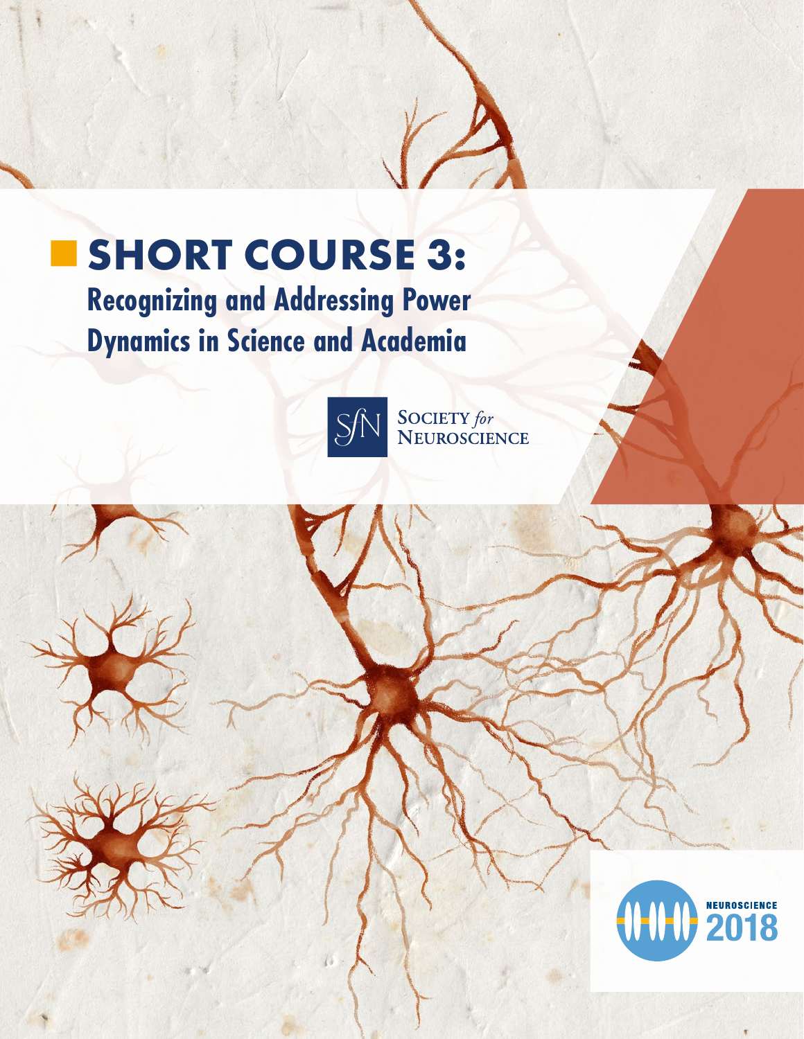# SHORT COURSE 3:

## Recognizing and Addressing Power Dynamics in Science and Academia

SOCIETY *for* NEUROSCIENCE

NEUROSCIENCE 2018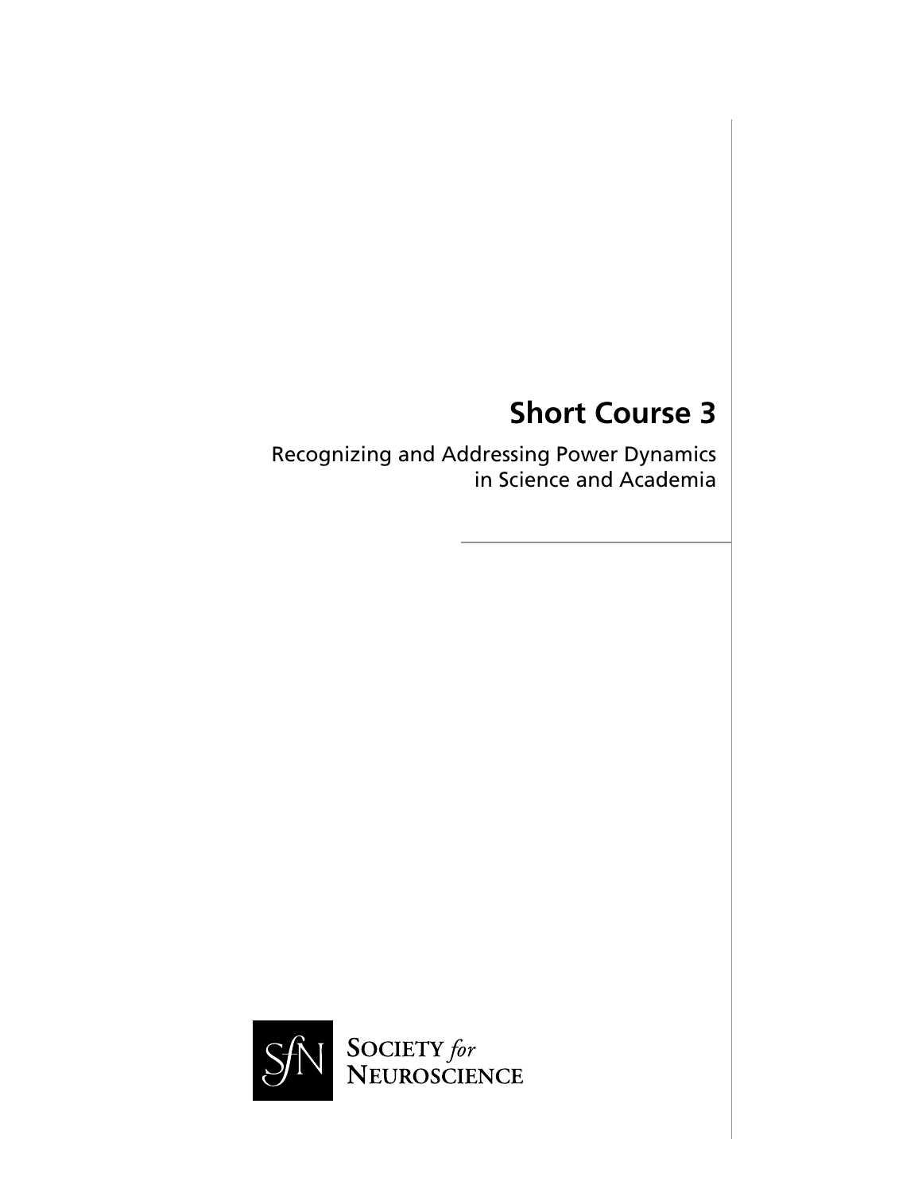# Short Course 3

Recognizing and Addressing Power Dynamics in Science and Academia

SOCIETY *for* NEUROSCIENCE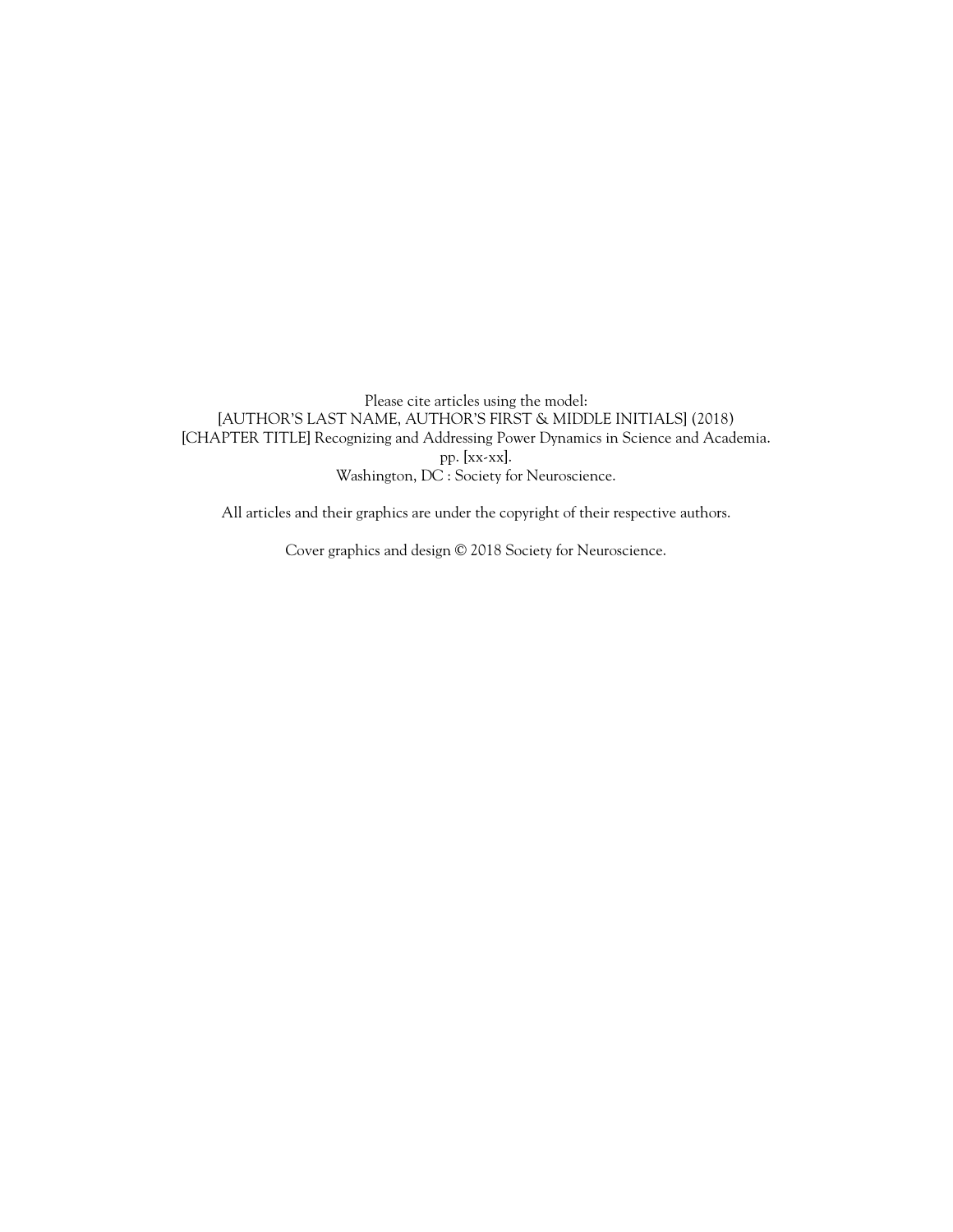Please cite articles using the model:
[AUTHOR'S LAST NAME, AUTHOR'S FIRST & MIDDLE INITIALS] (2018)
[CHAPTER TITLE] Recognizing and Addressing Power Dynamics in Science and Academia.
pp. [xx-xx].
Washington, DC : Society for Neuroscience.

All articles and their graphics are under the copyright of their respective authors.

Cover graphics and design © 2018 Society for Neuroscience.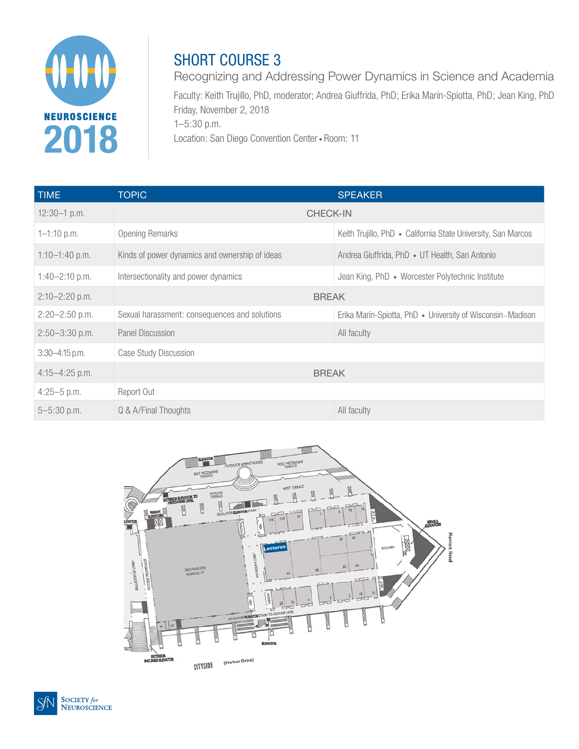# SHORT COURSE 3

## Recognizing and Addressing Power Dynamics in Science and Academia

Faculty: Keith Trujillo, PhD, moderator; Andrea Giuffrida, PhD; Erika Marín-Spiotta, PhD; Jean King, PhD
Friday, November 2, 2018
1–5:30 p.m.
Location: San Diego Convention Center • Room: 11

| TIME | TOPIC | SPEAKER |
|---|---|---|
| 12:30–1 p.m. | CHECK-IN | |
| 1–1:10 p.m. | Opening Remarks | Keith Trujillo, PhD • California State University, San Marcos |
| 1:10–1:40 p.m. | Kinds of power dynamics and ownership of ideas | Andrea Giuffrida, PhD • UT Health, San Antonio |
| 1:40–2:10 p.m. | Intersectionality and power dynamics | Jean King, PhD • Worcester Polytechnic Institute |
| 2:10–2:20 p.m. | BREAK | |
| 2:20–2:50 p.m. | Sexual harassment: consequences and solutions | Erika Marín-Spiotta, PhD • University of Wisconsin–Madison |
| 2:50–3:30 p.m. | Panel Discussion | All faculty |
| 3:30–4:15 p.m. | Case Study Discussion | |
| 4:15–4:25 p.m. | BREAK | |
| 4:25–5 p.m. | Report Out | |
| 5–5:30 p.m. | Q & A/Final Thoughts | All faculty |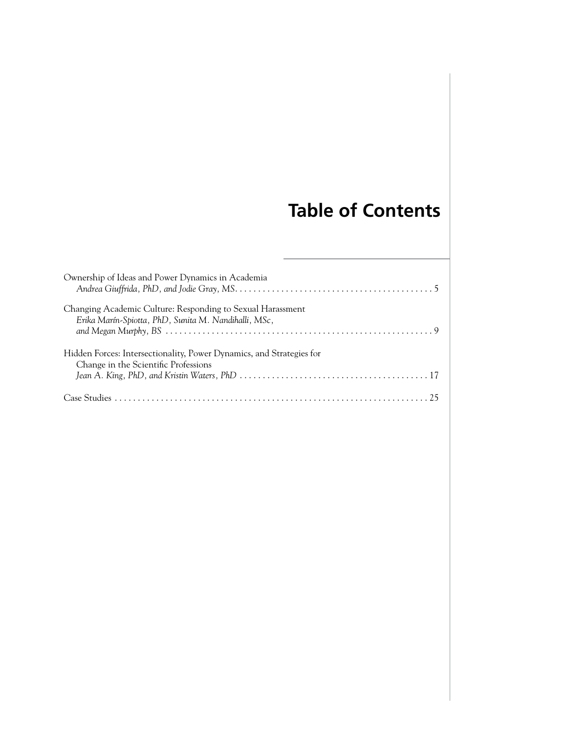# Table of Contents

Ownership of Ideas and Power Dynamics in Academia
*Andrea Giuffrida, PhD, and Jodie Gray, MS* .......... 5

Changing Academic Culture: Responding to Sexual Harassment
*Erika Marín-Spiotta, PhD, Sunita M. Nandihalli, MSc, and Megan Murphy, BS* .......... 9

Hidden Forces: Intersectionality, Power Dynamics, and Strategies for Change in the Scientific Professions
*Jean A. King, PhD, and Kristin Waters, PhD* .......... 17

Case Studies .......... 25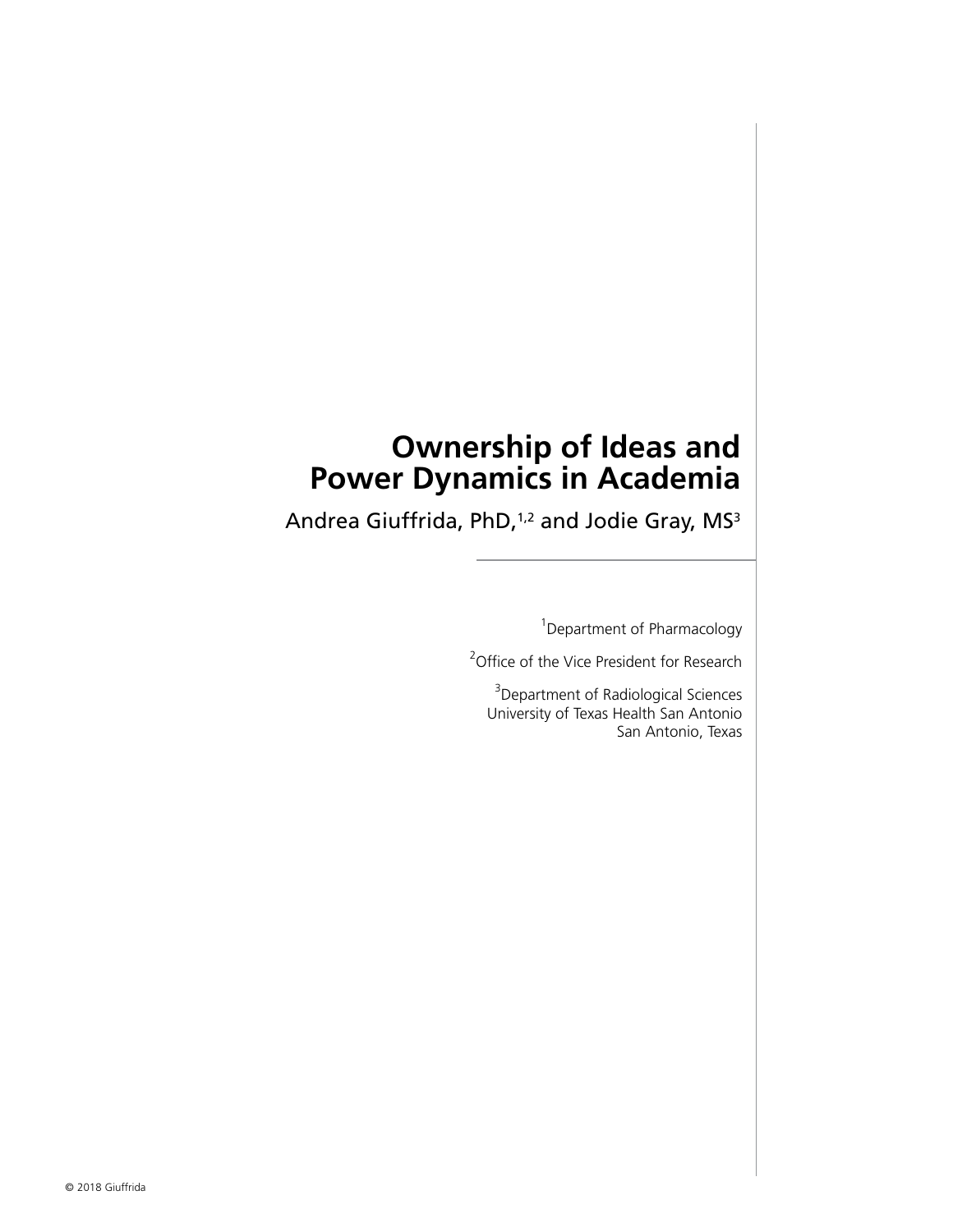# Ownership of Ideas and Power Dynamics in Academia

Andrea Giuffrida, PhD,[1,2] and Jodie Gray, MS[3]

[1]Department of Pharmacology

[2]Office of the Vice President for Research

[3]Department of Radiological Sciences
University of Texas Health San Antonio
San Antonio, Texas

© 2018 Giuffrida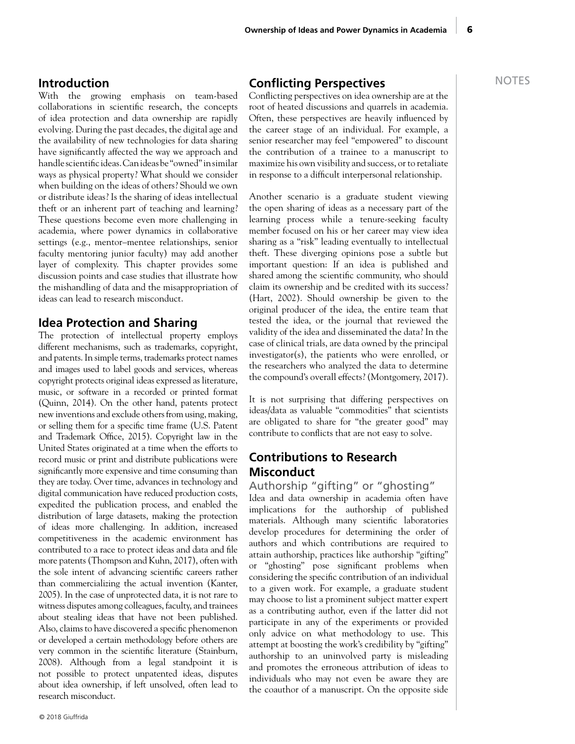## Introduction

With the growing emphasis on team-based collaborations in scientific research, the concepts of idea protection and data ownership are rapidly evolving. During the past decades, the digital age and the availability of new technologies for data sharing have significantly affected the way we approach and handle scientific ideas. Can ideas be "owned" in similar ways as physical property? What should we consider when building on the ideas of others? Should we own or distribute ideas? Is the sharing of ideas intellectual theft or an inherent part of teaching and learning? These questions become even more challenging in academia, where power dynamics in collaborative settings (e.g., mentor–mentee relationships, senior faculty mentoring junior faculty) may add another layer of complexity. This chapter provides some discussion points and case studies that illustrate how the mishandling of data and the misappropriation of ideas can lead to research misconduct.

## Idea Protection and Sharing

The protection of intellectual property employs different mechanisms, such as trademarks, copyright, and patents. In simple terms, trademarks protect names and images used to label goods and services, whereas copyright protects original ideas expressed as literature, music, or software in a recorded or printed format (Quinn, 2014). On the other hand, patents protect new inventions and exclude others from using, making, or selling them for a specific time frame (U.S. Patent and Trademark Office, 2015). Copyright law in the United States originated at a time when the efforts to record music or print and distribute publications were significantly more expensive and time consuming than they are today. Over time, advances in technology and digital communication have reduced production costs, expedited the publication process, and enabled the distribution of large datasets, making the protection of ideas more challenging. In addition, increased competitiveness in the academic environment has contributed to a race to protect ideas and data and file more patents (Thompson and Kuhn, 2017), often with the sole intent of advancing scientific careers rather than commercializing the actual invention (Kanter, 2005). In the case of unprotected data, it is not rare to witness disputes among colleagues, faculty, and trainees about stealing ideas that have not been published. Also, claims to have discovered a specific phenomenon or developed a certain methodology before others are very common in the scientific literature (Stainburn, 2008). Although from a legal standpoint it is not possible to protect unpatented ideas, disputes about idea ownership, if left unsolved, often lead to research misconduct.

## Conflicting Perspectives

Conflicting perspectives on idea ownership are at the root of heated discussions and quarrels in academia. Often, these perspectives are heavily influenced by the career stage of an individual. For example, a senior researcher may feel "empowered" to discount the contribution of a trainee to a manuscript to maximize his own visibility and success, or to retaliate in response to a difficult interpersonal relationship.

Another scenario is a graduate student viewing the open sharing of ideas as a necessary part of the learning process while a tenure-seeking faculty member focused on his or her career may view idea sharing as a "risk" leading eventually to intellectual theft. These diverging opinions pose a subtle but important question: If an idea is published and shared among the scientific community, who should claim its ownership and be credited with its success? (Hart, 2002). Should ownership be given to the original producer of the idea, the entire team that tested the idea, or the journal that reviewed the validity of the idea and disseminated the data? In the case of clinical trials, are data owned by the principal investigator(s), the patients who were enrolled, or the researchers who analyzed the data to determine the compound's overall effects? (Montgomery, 2017).

It is not surprising that differing perspectives on ideas/data as valuable "commodities" that scientists are obligated to share for "the greater good" may contribute to conflicts that are not easy to solve.

## Contributions to Research Misconduct

### Authorship "gifting" or "ghosting"

Idea and data ownership in academia often have implications for the authorship of published materials. Although many scientific laboratories develop procedures for determining the order of authors and which contributions are required to attain authorship, practices like authorship "gifting" or "ghosting" pose significant problems when considering the specific contribution of an individual to a given work. For example, a graduate student may choose to list a prominent subject matter expert as a contributing author, even if the latter did not participate in any of the experiments or provided only advice on what methodology to use. This attempt at boosting the work's credibility by "gifting" authorship to an uninvolved party is misleading and promotes the erroneous attribution of ideas to individuals who may not even be aware they are the coauthor of a manuscript. On the opposite side

NOTES

© 2018 Giuffrida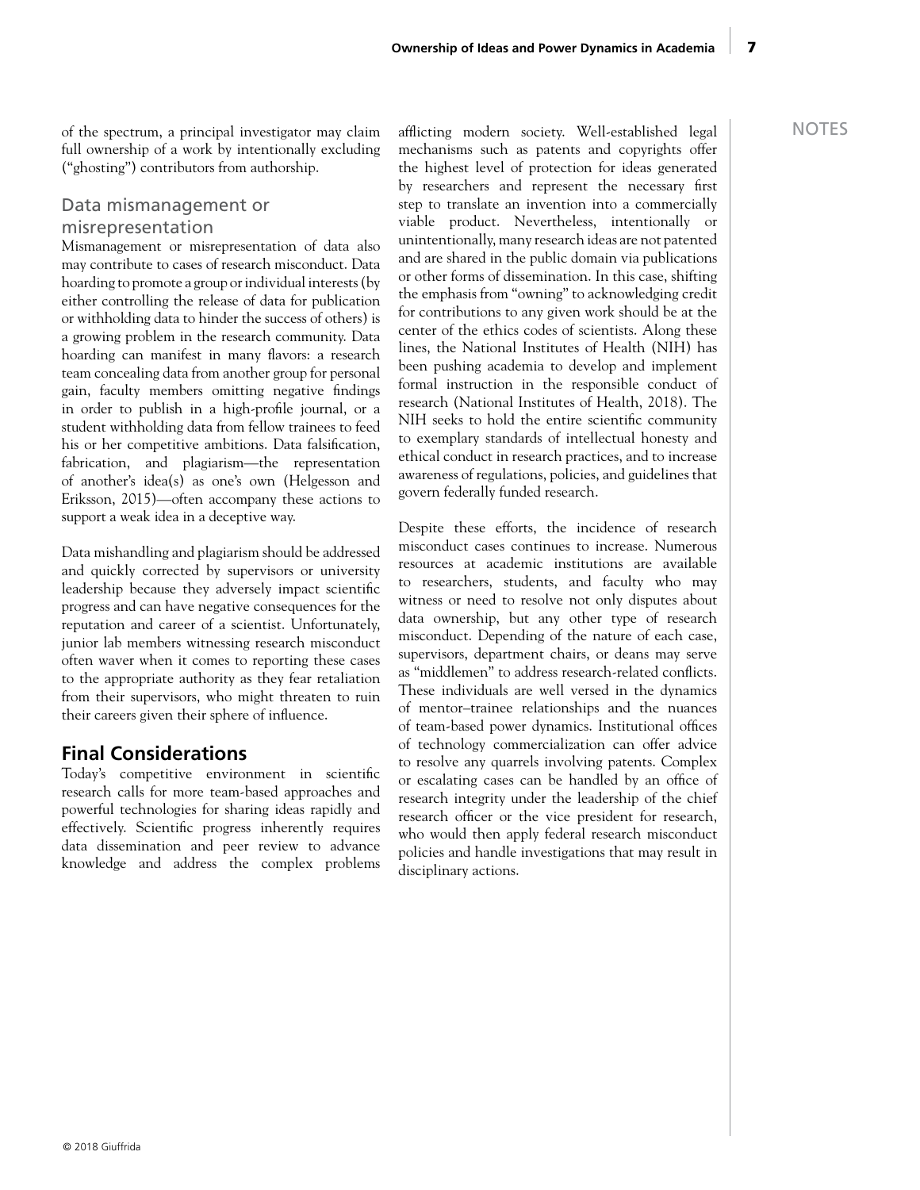of the spectrum, a principal investigator may claim full ownership of a work by intentionally excluding ("ghosting") contributors from authorship.

### Data mismanagement or misrepresentation

Mismanagement or misrepresentation of data also may contribute to cases of research misconduct. Data hoarding to promote a group or individual interests (by either controlling the release of data for publication or withholding data to hinder the success of others) is a growing problem in the research community. Data hoarding can manifest in many flavors: a research team concealing data from another group for personal gain, faculty members omitting negative findings in order to publish in a high-profile journal, or a student withholding data from fellow trainees to feed his or her competitive ambitions. Data falsification, fabrication, and plagiarism—the representation of another's idea(s) as one's own (Helgesson and Eriksson, 2015)—often accompany these actions to support a weak idea in a deceptive way.

Data mishandling and plagiarism should be addressed and quickly corrected by supervisors or university leadership because they adversely impact scientific progress and can have negative consequences for the reputation and career of a scientist. Unfortunately, junior lab members witnessing research misconduct often waver when it comes to reporting these cases to the appropriate authority as they fear retaliation from their supervisors, who might threaten to ruin their careers given their sphere of influence.

## Final Considerations

Today's competitive environment in scientific research calls for more team-based approaches and powerful technologies for sharing ideas rapidly and effectively. Scientific progress inherently requires data dissemination and peer review to advance knowledge and address the complex problems afflicting modern society. Well-established legal mechanisms such as patents and copyrights offer the highest level of protection for ideas generated by researchers and represent the necessary first step to translate an invention into a commercially viable product. Nevertheless, intentionally or unintentionally, many research ideas are not patented and are shared in the public domain via publications or other forms of dissemination. In this case, shifting the emphasis from "owning" to acknowledging credit for contributions to any given work should be at the center of the ethics codes of scientists. Along these lines, the National Institutes of Health (NIH) has been pushing academia to develop and implement formal instruction in the responsible conduct of research (National Institutes of Health, 2018). The NIH seeks to hold the entire scientific community to exemplary standards of intellectual honesty and ethical conduct in research practices, and to increase awareness of regulations, policies, and guidelines that govern federally funded research.

Despite these efforts, the incidence of research misconduct cases continues to increase. Numerous resources at academic institutions are available to researchers, students, and faculty who may witness or need to resolve not only disputes about data ownership, but any other type of research misconduct. Depending of the nature of each case, supervisors, department chairs, or deans may serve as "middlemen" to address research-related conflicts. These individuals are well versed in the dynamics of mentor–trainee relationships and the nuances of team-based power dynamics. Institutional offices of technology commercialization can offer advice to resolve any quarrels involving patents. Complex or escalating cases can be handled by an office of research integrity under the leadership of the chief research officer or the vice president for research, who would then apply federal research misconduct policies and handle investigations that may result in disciplinary actions.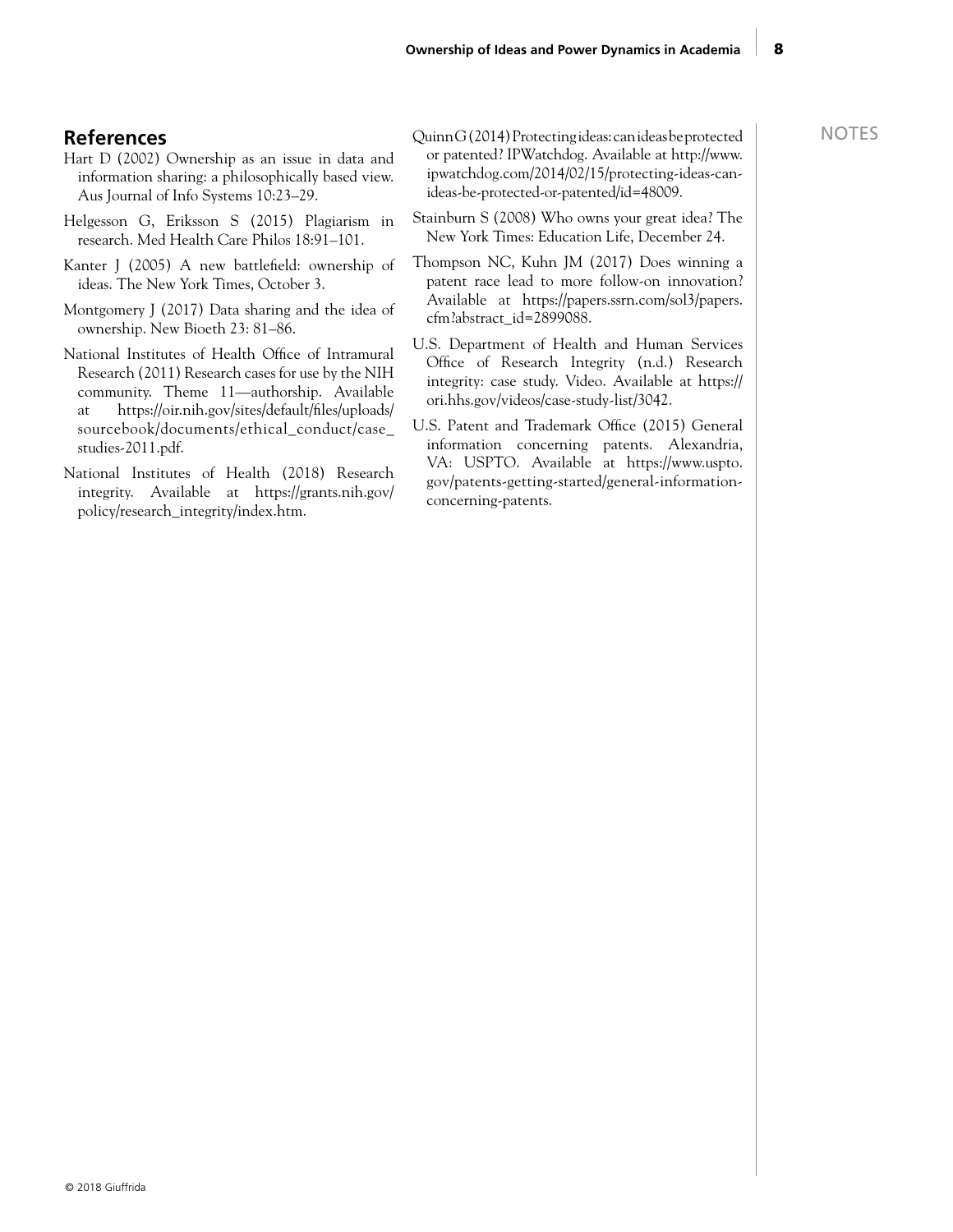## References

Hart D (2002) Ownership as an issue in data and information sharing: a philosophically based view. Aus Journal of Info Systems 10:23–29.

Helgesson G, Eriksson S (2015) Plagiarism in research. Med Health Care Philos 18:91–101.

Kanter J (2005) A new battlefield: ownership of ideas. The New York Times, October 3.

Montgomery J (2017) Data sharing and the idea of ownership. New Bioeth 23: 81–86.

National Institutes of Health Office of Intramural Research (2011) Research cases for use by the NIH community. Theme 11—authorship. Available at https://oir.nih.gov/sites/default/files/uploads/sourcebook/documents/ethical_conduct/case_studies-2011.pdf.

National Institutes of Health (2018) Research integrity. Available at https://grants.nih.gov/policy/research_integrity/index.htm.

Quinn G (2014) Protecting ideas: can ideas be protected or patented? IPWatchdog. Available at http://www.ipwatchdog.com/2014/02/15/protecting-ideas-can-ideas-be-protected-or-patented/id=48009.

Stainburn S (2008) Who owns your great idea? The New York Times: Education Life, December 24.

Thompson NC, Kuhn JM (2017) Does winning a patent race lead to more follow-on innovation? Available at https://papers.ssrn.com/sol3/papers.cfm?abstract_id=2899088.

U.S. Department of Health and Human Services Office of Research Integrity (n.d.) Research integrity: case study. Video. Available at https://ori.hhs.gov/videos/case-study-list/3042.

U.S. Patent and Trademark Office (2015) General information concerning patents. Alexandria, VA: USPTO. Available at https://www.uspto.gov/patents-getting-started/general-information-concerning-patents.

NOTES

© 2018 Giuffrida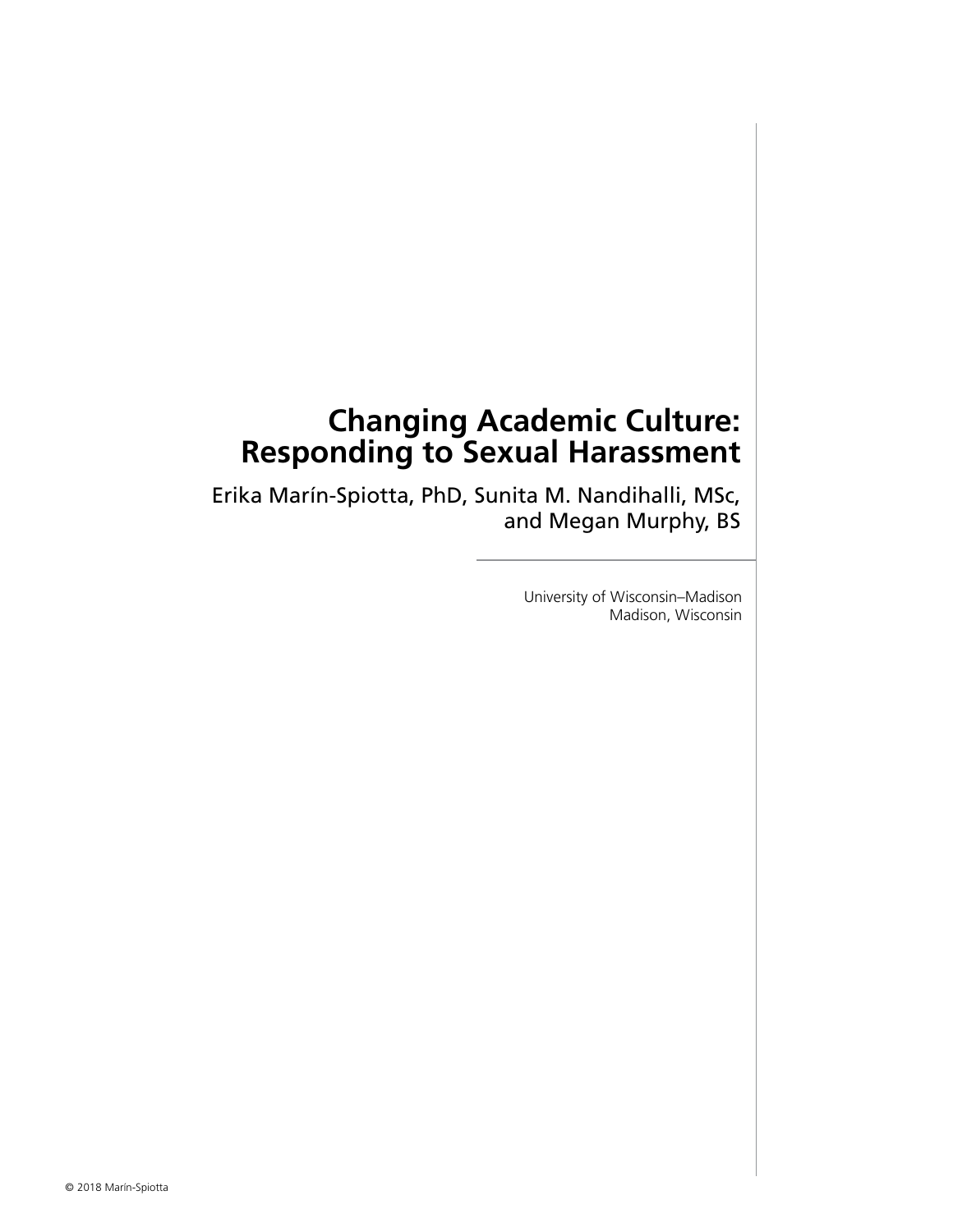# Changing Academic Culture: Responding to Sexual Harassment

Erika Marín-Spiotta, PhD, Sunita M. Nandihalli, MSc, and Megan Murphy, BS

University of Wisconsin–Madison
Madison, Wisconsin

© 2018 Marín-Spiotta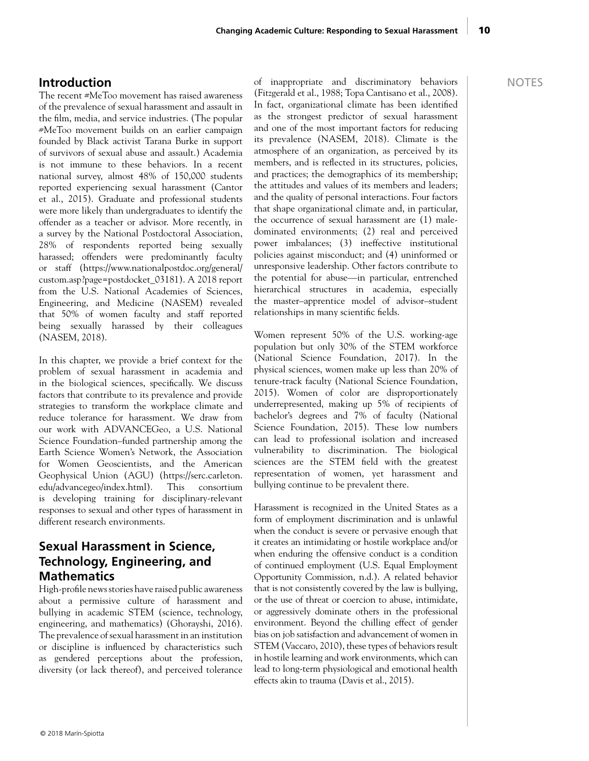## Introduction

The recent #MeToo movement has raised awareness of the prevalence of sexual harassment and assault in the film, media, and service industries. (The popular #MeToo movement builds on an earlier campaign founded by Black activist Tarana Burke in support of survivors of sexual abuse and assault.) Academia is not immune to these behaviors. In a recent national survey, almost 48% of 150,000 students reported experiencing sexual harassment (Cantor et al., 2015). Graduate and professional students were more likely than undergraduates to identify the offender as a teacher or advisor. More recently, in a survey by the National Postdoctoral Association, 28% of respondents reported being sexually harassed; offenders were predominantly faculty or staff (https://www.nationalpostdoc.org/general/custom.asp?page=postdocket_03181). A 2018 report from the U.S. National Academies of Sciences, Engineering, and Medicine (NASEM) revealed that 50% of women faculty and staff reported being sexually harassed by their colleagues (NASEM, 2018).

In this chapter, we provide a brief context for the problem of sexual harassment in academia and in the biological sciences, specifically. We discuss factors that contribute to its prevalence and provide strategies to transform the workplace climate and reduce tolerance for harassment. We draw from our work with ADVANCEGeo, a U.S. National Science Foundation–funded partnership among the Earth Science Women's Network, the Association for Women Geoscientists, and the American Geophysical Union (AGU) (https://serc.carleton.edu/advancegeo/index.html). This consortium is developing training for disciplinary-relevant responses to sexual and other types of harassment in different research environments.

## Sexual Harassment in Science, Technology, Engineering, and Mathematics

High-profile news stories have raised public awareness about a permissive culture of harassment and bullying in academic STEM (science, technology, engineering, and mathematics) (Ghorayshi, 2016). The prevalence of sexual harassment in an institution or discipline is influenced by characteristics such as gendered perceptions about the profession, diversity (or lack thereof), and perceived tolerance of inappropriate and discriminatory behaviors (Fitzgerald et al., 1988; Topa Cantisano et al., 2008). In fact, organizational climate has been identified as the strongest predictor of sexual harassment and one of the most important factors for reducing its prevalence (NASEM, 2018). Climate is the atmosphere of an organization, as perceived by its members, and is reflected in its structures, policies, and practices; the demographics of its membership; the attitudes and values of its members and leaders; and the quality of personal interactions. Four factors that shape organizational climate and, in particular, the occurrence of sexual harassment are (1) male-dominated environments; (2) real and perceived power imbalances; (3) ineffective institutional policies against misconduct; and (4) uninformed or unresponsive leadership. Other factors contribute to the potential for abuse—in particular, entrenched hierarchical structures in academia, especially the master–apprentice model of advisor–student relationships in many scientific fields.

Women represent 50% of the U.S. working-age population but only 30% of the STEM workforce (National Science Foundation, 2017). In the physical sciences, women make up less than 20% of tenure-track faculty (National Science Foundation, 2015). Women of color are disproportionately underrepresented, making up 5% of recipients of bachelor's degrees and 7% of faculty (National Science Foundation, 2015). These low numbers can lead to professional isolation and increased vulnerability to discrimination. The biological sciences are the STEM field with the greatest representation of women, yet harassment and bullying continue to be prevalent there.

Harassment is recognized in the United States as a form of employment discrimination and is unlawful when the conduct is severe or pervasive enough that it creates an intimidating or hostile workplace and/or when enduring the offensive conduct is a condition of continued employment (U.S. Equal Employment Opportunity Commission, n.d.). A related behavior that is not consistently covered by the law is bullying, or the use of threat or coercion to abuse, intimidate, or aggressively dominate others in the professional environment. Beyond the chilling effect of gender bias on job satisfaction and advancement of women in STEM (Vaccaro, 2010), these types of behaviors result in hostile learning and work environments, which can lead to long-term physiological and emotional health effects akin to trauma (Davis et al., 2015).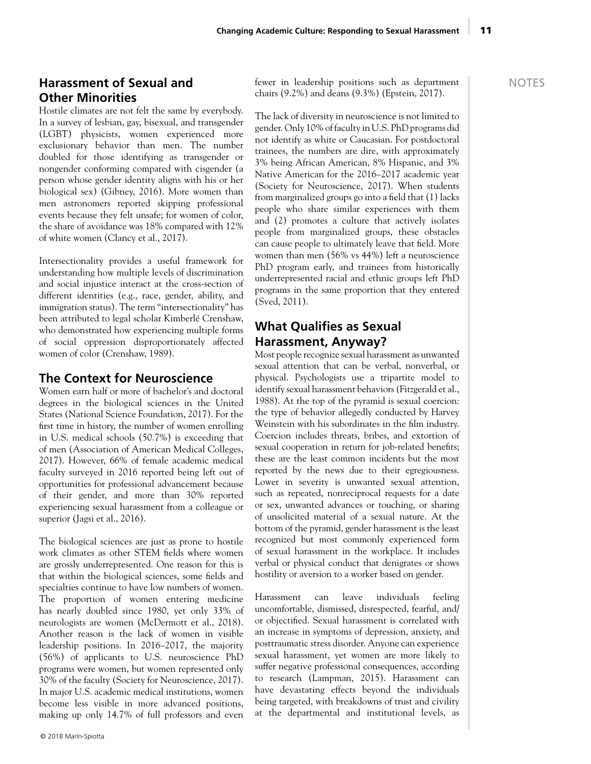## Harassment of Sexual and Other Minorities

Hostile climates are not felt the same by everybody. In a survey of lesbian, gay, bisexual, and transgender (LGBT) physicists, women experienced more exclusionary behavior than men. The number doubled for those identifying as transgender or nongender conforming compared with cisgender (a person whose gender identity aligns with his or her biological sex) (Gibney, 2016). More women than men astronomers reported skipping professional events because they felt unsafe; for women of color, the share of avoidance was 18% compared with 12% of white women (Clancy et al., 2017).

Intersectionality provides a useful framework for understanding how multiple levels of discrimination and social injustice interact at the cross-section of different identities (e.g., race, gender, ability, and immigration status). The term "intersectionality" has been attributed to legal scholar Kimberlé Crenshaw, who demonstrated how experiencing multiple forms of social oppression disproportionately affected women of color (Crenshaw, 1989).

## The Context for Neuroscience

Women earn half or more of bachelor's and doctoral degrees in the biological sciences in the United States (National Science Foundation, 2017). For the first time in history, the number of women enrolling in U.S. medical schools (50.7%) is exceeding that of men (Association of American Medical Colleges, 2017). However, 66% of female academic medical faculty surveyed in 2016 reported being left out of opportunities for professional advancement because of their gender, and more than 30% reported experiencing sexual harassment from a colleague or superior (Jagsi et al., 2016).

The biological sciences are just as prone to hostile work climates as other STEM fields where women are grossly underrepresented. One reason for this is that within the biological sciences, some fields and specialties continue to have low numbers of women. The proportion of women entering medicine has nearly doubled since 1980, yet only 33% of neurologists are women (McDermott et al., 2018). Another reason is the lack of women in visible leadership positions. In 2016–2017, the majority (56%) of applicants to U.S. neuroscience PhD programs were women, but women represented only 30% of the faculty (Society for Neuroscience, 2017). In major U.S. academic medical institutions, women become less visible in more advanced positions, making up only 14.7% of full professors and even fewer in leadership positions such as department chairs (9.2%) and deans (9.3%) (Epstein, 2017).

The lack of diversity in neuroscience is not limited to gender. Only 10% of faculty in U.S. PhD programs did not identify as white or Caucasian. For postdoctoral trainees, the numbers are dire, with approximately 3% being African American, 8% Hispanic, and 3% Native American for the 2016–2017 academic year (Society for Neuroscience, 2017). When students from marginalized groups go into a field that (1) lacks people who share similar experiences with them and (2) promotes a culture that actively isolates people from marginalized groups, these obstacles can cause people to ultimately leave that field. More women than men (56% vs 44%) left a neuroscience PhD program early, and trainees from historically underrepresented racial and ethnic groups left PhD programs in the same proportion that they entered (Sved, 2011).

## What Qualifies as Sexual Harassment, Anyway?

Most people recognize sexual harassment as unwanted sexual attention that can be verbal, nonverbal, or physical. Psychologists use a tripartite model to identify sexual harassment behaviors (Fitzgerald et al., 1988). At the top of the pyramid is sexual coercion: the type of behavior allegedly conducted by Harvey Weinstein with his subordinates in the film industry. Coercion includes threats, bribes, and extortion of sexual cooperation in return for job-related benefits; these are the least common incidents but the most reported by the news due to their egregiousness. Lower in severity is unwanted sexual attention, such as repeated, nonreciprocal requests for a date or sex, unwanted advances or touching, or sharing of unsolicited material of a sexual nature. At the bottom of the pyramid, gender harassment is the least recognized but most commonly experienced form of sexual harassment in the workplace. It includes verbal or physical conduct that denigrates or shows hostility or aversion to a worker based on gender.

Harassment can leave individuals feeling uncomfortable, dismissed, disrespected, fearful, and/or objectified. Sexual harassment is correlated with an increase in symptoms of depression, anxiety, and posttraumatic stress disorder. Anyone can experience sexual harassment, yet women are more likely to suffer negative professional consequences, according to research (Lampman, 2015). Harassment can have devastating effects beyond the individuals being targeted, with breakdowns of trust and civility at the departmental and institutional levels, as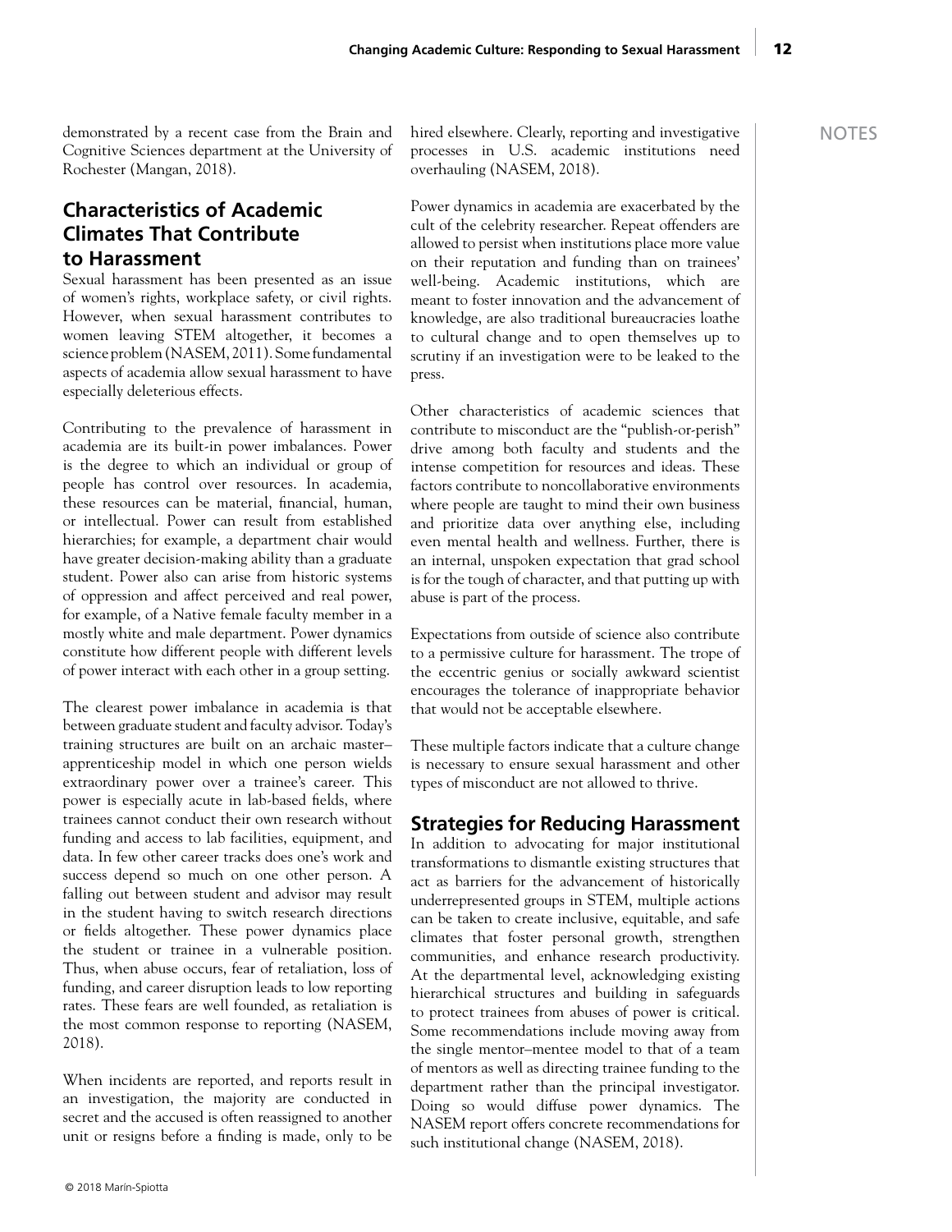demonstrated by a recent case from the Brain and Cognitive Sciences department at the University of Rochester (Mangan, 2018).

## Characteristics of Academic Climates That Contribute to Harassment

Sexual harassment has been presented as an issue of women's rights, workplace safety, or civil rights. However, when sexual harassment contributes to women leaving STEM altogether, it becomes a science problem (NASEM, 2011). Some fundamental aspects of academia allow sexual harassment to have especially deleterious effects.

Contributing to the prevalence of harassment in academia are its built-in power imbalances. Power is the degree to which an individual or group of people has control over resources. In academia, these resources can be material, financial, human, or intellectual. Power can result from established hierarchies; for example, a department chair would have greater decision-making ability than a graduate student. Power also can arise from historic systems of oppression and affect perceived and real power, for example, of a Native female faculty member in a mostly white and male department. Power dynamics constitute how different people with different levels of power interact with each other in a group setting.

The clearest power imbalance in academia is that between graduate student and faculty advisor. Today's training structures are built on an archaic master–apprenticeship model in which one person wields extraordinary power over a trainee's career. This power is especially acute in lab-based fields, where trainees cannot conduct their own research without funding and access to lab facilities, equipment, and data. In few other career tracks does one's work and success depend so much on one other person. A falling out between student and advisor may result in the student having to switch research directions or fields altogether. These power dynamics place the student or trainee in a vulnerable position. Thus, when abuse occurs, fear of retaliation, loss of funding, and career disruption leads to low reporting rates. These fears are well founded, as retaliation is the most common response to reporting (NASEM, 2018).

When incidents are reported, and reports result in an investigation, the majority are conducted in secret and the accused is often reassigned to another unit or resigns before a finding is made, only to be hired elsewhere. Clearly, reporting and investigative processes in U.S. academic institutions need overhauling (NASEM, 2018).

Power dynamics in academia are exacerbated by the cult of the celebrity researcher. Repeat offenders are allowed to persist when institutions place more value on their reputation and funding than on trainees' well-being. Academic institutions, which are meant to foster innovation and the advancement of knowledge, are also traditional bureaucracies loathe to cultural change and to open themselves up to scrutiny if an investigation were to be leaked to the press.

Other characteristics of academic sciences that contribute to misconduct are the "publish-or-perish" drive among both faculty and students and the intense competition for resources and ideas. These factors contribute to noncollaborative environments where people are taught to mind their own business and prioritize data over anything else, including even mental health and wellness. Further, there is an internal, unspoken expectation that grad school is for the tough of character, and that putting up with abuse is part of the process.

Expectations from outside of science also contribute to a permissive culture for harassment. The trope of the eccentric genius or socially awkward scientist encourages the tolerance of inappropriate behavior that would not be acceptable elsewhere.

These multiple factors indicate that a culture change is necessary to ensure sexual harassment and other types of misconduct are not allowed to thrive.

## Strategies for Reducing Harassment

In addition to advocating for major institutional transformations to dismantle existing structures that act as barriers for the advancement of historically underrepresented groups in STEM, multiple actions can be taken to create inclusive, equitable, and safe climates that foster personal growth, strengthen communities, and enhance research productivity. At the departmental level, acknowledging existing hierarchical structures and building in safeguards to protect trainees from abuses of power is critical. Some recommendations include moving away from the single mentor–mentee model to that of a team of mentors as well as directing trainee funding to the department rather than the principal investigator. Doing so would diffuse power dynamics. The NASEM report offers concrete recommendations for such institutional change (NASEM, 2018).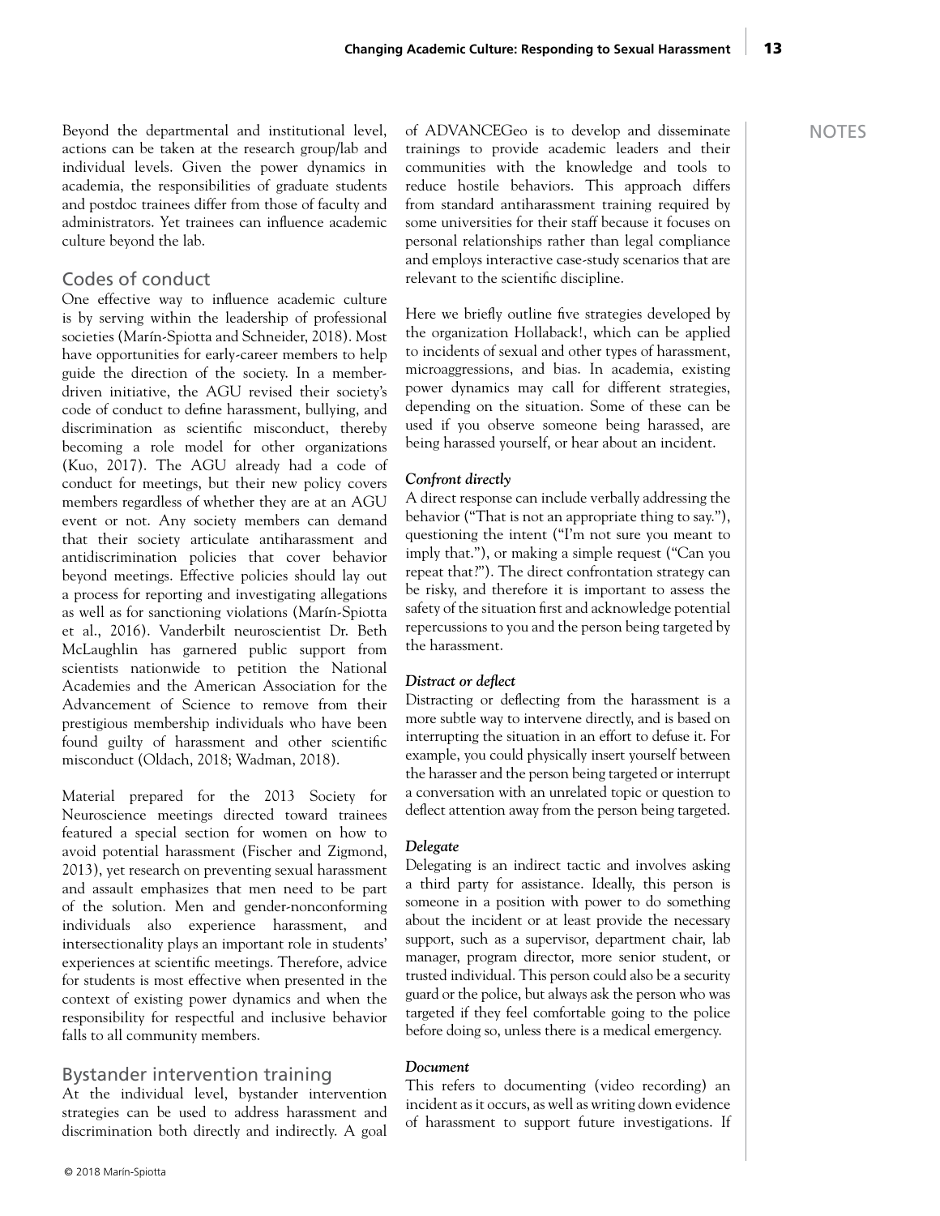Beyond the departmental and institutional level, actions can be taken at the research group/lab and individual levels. Given the power dynamics in academia, the responsibilities of graduate students and postdoc trainees differ from those of faculty and administrators. Yet trainees can influence academic culture beyond the lab.

## Codes of conduct

One effective way to influence academic culture is by serving within the leadership of professional societies (Marín-Spiotta and Schneider, 2018). Most have opportunities for early-career members to help guide the direction of the society. In a member-driven initiative, the AGU revised their society's code of conduct to define harassment, bullying, and discrimination as scientific misconduct, thereby becoming a role model for other organizations (Kuo, 2017). The AGU already had a code of conduct for meetings, but their new policy covers members regardless of whether they are at an AGU event or not. Any society members can demand that their society articulate antiharassment and antidiscrimination policies that cover behavior beyond meetings. Effective policies should lay out a process for reporting and investigating allegations as well as for sanctioning violations (Marín-Spiotta et al., 2016). Vanderbilt neuroscientist Dr. Beth McLaughlin has garnered public support from scientists nationwide to petition the National Academies and the American Association for the Advancement of Science to remove from their prestigious membership individuals who have been found guilty of harassment and other scientific misconduct (Oldach, 2018; Wadman, 2018).

Material prepared for the 2013 Society for Neuroscience meetings directed toward trainees featured a special section for women on how to avoid potential harassment (Fischer and Zigmond, 2013), yet research on preventing sexual harassment and assault emphasizes that men need to be part of the solution. Men and gender-nonconforming individuals also experience harassment, and intersectionality plays an important role in students' experiences at scientific meetings. Therefore, advice for students is most effective when presented in the context of existing power dynamics and when the responsibility for respectful and inclusive behavior falls to all community members.

## Bystander intervention training

At the individual level, bystander intervention strategies can be used to address harassment and discrimination both directly and indirectly. A goal of ADVANCEGeo is to develop and disseminate trainings to provide academic leaders and their communities with the knowledge and tools to reduce hostile behaviors. This approach differs from standard antiharassment training required by some universities for their staff because it focuses on personal relationships rather than legal compliance and employs interactive case-study scenarios that are relevant to the scientific discipline.

Here we briefly outline five strategies developed by the organization Hollaback!, which can be applied to incidents of sexual and other types of harassment, microaggressions, and bias. In academia, existing power dynamics may call for different strategies, depending on the situation. Some of these can be used if you observe someone being harassed, are being harassed yourself, or hear about an incident.

### *Confront directly*

A direct response can include verbally addressing the behavior ("That is not an appropriate thing to say."), questioning the intent ("I'm not sure you meant to imply that."), or making a simple request ("Can you repeat that?"). The direct confrontation strategy can be risky, and therefore it is important to assess the safety of the situation first and acknowledge potential repercussions to you and the person being targeted by the harassment.

### *Distract or deflect*

Distracting or deflecting from the harassment is a more subtle way to intervene directly, and is based on interrupting the situation in an effort to defuse it. For example, you could physically insert yourself between the harasser and the person being targeted or interrupt a conversation with an unrelated topic or question to deflect attention away from the person being targeted.

### *Delegate*

Delegating is an indirect tactic and involves asking a third party for assistance. Ideally, this person is someone in a position with power to do something about the incident or at least provide the necessary support, such as a supervisor, department chair, lab manager, program director, more senior student, or trusted individual. This person could also be a security guard or the police, but always ask the person who was targeted if they feel comfortable going to the police before doing so, unless there is a medical emergency.

### *Document*

This refers to documenting (video recording) an incident as it occurs, as well as writing down evidence of harassment to support future investigations. If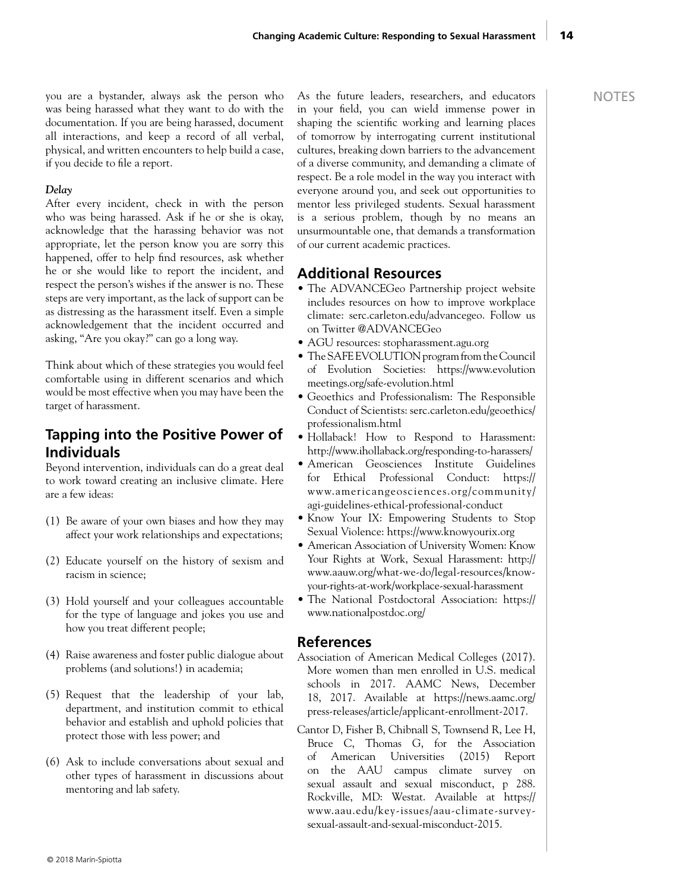you are a bystander, always ask the person who was being harassed what they want to do with the documentation. If you are being harassed, document all interactions, and keep a record of all verbal, physical, and written encounters to help build a case, if you decide to file a report.

***Delay***

After every incident, check in with the person who was being harassed. Ask if he or she is okay, acknowledge that the harassing behavior was not appropriate, let the person know you are sorry this happened, offer to help find resources, ask whether he or she would like to report the incident, and respect the person's wishes if the answer is no. These steps are very important, as the lack of support can be as distressing as the harassment itself. Even a simple acknowledgement that the incident occurred and asking, "Are you okay?" can go a long way.

Think about which of these strategies you would feel comfortable using in different scenarios and which would be most effective when you may have been the target of harassment.

## Tapping into the Positive Power of Individuals

Beyond intervention, individuals can do a great deal to work toward creating an inclusive climate. Here are a few ideas:

(1) Be aware of your own biases and how they may affect your work relationships and expectations;

(2) Educate yourself on the history of sexism and racism in science;

(3) Hold yourself and your colleagues accountable for the type of language and jokes you use and how you treat different people;

(4) Raise awareness and foster public dialogue about problems (and solutions!) in academia;

(5) Request that the leadership of your lab, department, and institution commit to ethical behavior and establish and uphold policies that protect those with less power; and

(6) Ask to include conversations about sexual and other types of harassment in discussions about mentoring and lab safety.

As the future leaders, researchers, and educators in your field, you can wield immense power in shaping the scientific working and learning places of tomorrow by interrogating current institutional cultures, breaking down barriers to the advancement of a diverse community, and demanding a climate of respect. Be a role model in the way you interact with everyone around you, and seek out opportunities to mentor less privileged students. Sexual harassment is a serious problem, though by no means an unsurmountable one, that demands a transformation of our current academic practices.

## Additional Resources

- The ADVANCEGeo Partnership project website includes resources on how to improve workplace climate: serc.carleton.edu/advancegeo. Follow us on Twitter @ADVANCEGeo
- AGU resources: stopharassment.agu.org
- The SAFE EVOLUTION program from the Council of Evolution Societies: https://www.evolutionmeetings.org/safe-evolution.html
- Geoethics and Professionalism: The Responsible Conduct of Scientists: serc.carleton.edu/geoethics/professionalism.html
- Hollaback! How to Respond to Harassment: http://www.ihollaback.org/responding-to-harassers/
- American Geosciences Institute Guidelines for Ethical Professional Conduct: https://www.americangeosciences.org/community/agi-guidelines-ethical-professional-conduct
- Know Your IX: Empowering Students to Stop Sexual Violence: https://www.knowyourix.org
- American Association of University Women: Know Your Rights at Work, Sexual Harassment: http://www.aauw.org/what-we-do/legal-resources/know-your-rights-at-work/workplace-sexual-harassment
- The National Postdoctoral Association: https://www.nationalpostdoc.org/

## References

Association of American Medical Colleges (2017). More women than men enrolled in U.S. medical schools in 2017. AAMC News, December 18, 2017. Available at https://news.aamc.org/press-releases/article/applicant-enrollment-2017.

Cantor D, Fisher B, Chibnall S, Townsend R, Lee H, Bruce C, Thomas G, for the Association of American Universities (2015) Report on the AAU campus climate survey on sexual assault and sexual misconduct, p 288. Rockville, MD: Westat. Available at https://www.aau.edu/key-issues/aau-climate-survey-sexual-assault-and-sexual-misconduct-2015.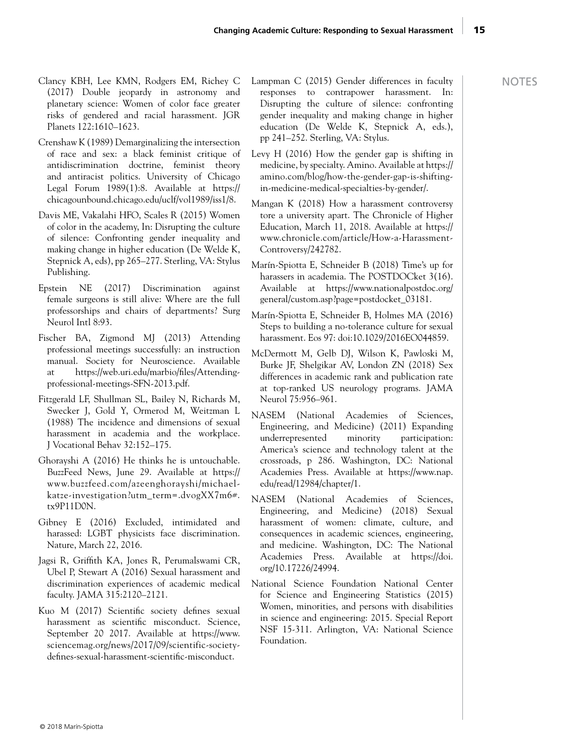Clancy KBH, Lee KMN, Rodgers EM, Richey C (2017) Double jeopardy in astronomy and planetary science: Women of color face greater risks of gendered and racial harassment. JGR Planets 122:1610–1623.

Crenshaw K (1989) Demarginalizing the intersection of race and sex: a black feminist critique of antidiscrimination doctrine, feminist theory and antiracist politics. University of Chicago Legal Forum 1989(1):8. Available at https://chicagounbound.chicago.edu/uclf/vol1989/iss1/8.

Davis ME, Vakalahi HFO, Scales R (2015) Women of color in the academy, In: Disrupting the culture of silence: Confronting gender inequality and making change in higher education (De Welde K, Stepnick A, eds), pp 265–277. Sterling, VA: Stylus Publishing.

Epstein NE (2017) Discrimination against female surgeons is still alive: Where are the full professorships and chairs of departments? Surg Neurol Intl 8:93.

Fischer BA, Zigmond MJ (2013) Attending professional meetings successfully: an instruction manual. Society for Neuroscience. Available at https://web.uri.edu/marbio/files/Attending-professional-meetings-SFN-2013.pdf.

Fitzgerald LF, Shullman SL, Bailey N, Richards M, Swecker J, Gold Y, Ormerod M, Weitzman L (1988) The incidence and dimensions of sexual harassment in academia and the workplace. J Vocational Behav 32:152–175.

Ghorayshi A (2016) He thinks he is untouchable. BuzzFeed News, June 29. Available at https://www.buzzfeed.com/azeenghorayshi/michael-katze-investigation?utm_term=.dvogXX7m6#.tx9P11D0N.

Gibney E (2016) Excluded, intimidated and harassed: LGBT physicists face discrimination. Nature, March 22, 2016.

Jagsi R, Griffith KA, Jones R, Perumalswami CR, Ubel P, Stewart A (2016) Sexual harassment and discrimination experiences of academic medical faculty. JAMA 315:2120–2121.

Kuo M (2017) Scientific society defines sexual harassment as scientific misconduct. Science, September 20 2017. Available at https://www.sciencemag.org/news/2017/09/scientific-society-defines-sexual-harassment-scientific-misconduct.

Lampman C (2015) Gender differences in faculty responses to contrapower harassment. In: Disrupting the culture of silence: confronting gender inequality and making change in higher education (De Welde K, Stepnick A, eds.), pp 241–252. Sterling, VA: Stylus.

Levy H (2016) How the gender gap is shifting in medicine, by specialty. Amino. Available at https://amino.com/blog/how-the-gender-gap-is-shifting-in-medicine-medical-specialties-by-gender/.

Mangan K (2018) How a harassment controversy tore a university apart. The Chronicle of Higher Education, March 11, 2018. Available at https://www.chronicle.com/article/How-a-Harassment-Controversy/242782.

Marín-Spiotta E, Schneider B (2018) Time's up for harassers in academia. The POSTDOCket 3(16). Available at https://www.nationalpostdoc.org/general/custom.asp?page=postdocket_03181.

Marín-Spiotta E, Schneider B, Holmes MA (2016) Steps to building a no-tolerance culture for sexual harassment. Eos 97: doi:10.1029/2016EO044859.

McDermott M, Gelb DJ, Wilson K, Pawloski M, Burke JF, Shelgikar AV, London ZN (2018) Sex differences in academic rank and publication rate at top-ranked US neurology programs. JAMA Neurol 75:956–961.

NASEM (National Academies of Sciences, Engineering, and Medicine) (2011) Expanding underrepresented minority participation: America's science and technology talent at the crossroads, p 286. Washington, DC: National Academies Press. Available at https://www.nap.edu/read/12984/chapter/1.

NASEM (National Academies of Sciences, Engineering, and Medicine) (2018) Sexual harassment of women: climate, culture, and consequences in academic sciences, engineering, and medicine. Washington, DC: The National Academies Press. Available at https://doi.org/10.17226/24994.

National Science Foundation National Center for Science and Engineering Statistics (2015) Women, minorities, and persons with disabilities in science and engineering: 2015. Special Report NSF 15-311. Arlington, VA: National Science Foundation.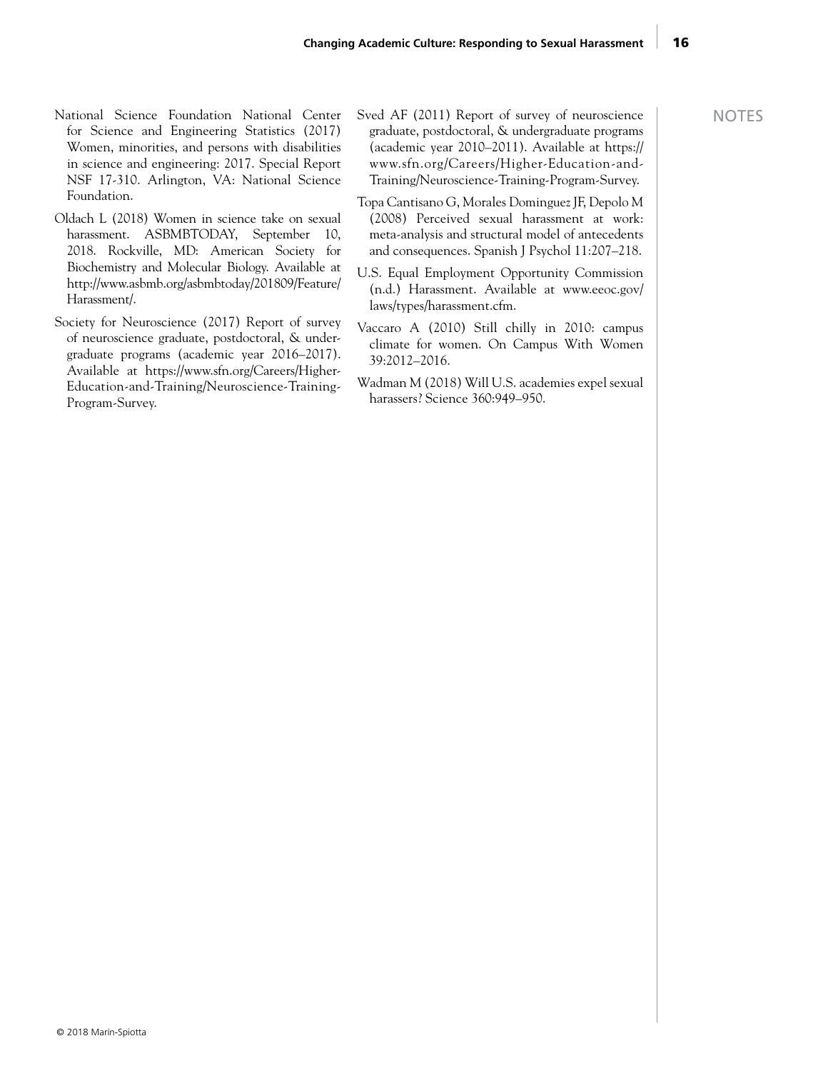National Science Foundation National Center for Science and Engineering Statistics (2017) Women, minorities, and persons with disabilities in science and engineering: 2017. Special Report NSF 17-310. Arlington, VA: National Science Foundation.

Oldach L (2018) Women in science take on sexual harassment. ASBMBTODAY, September 10, 2018. Rockville, MD: American Society for Biochemistry and Molecular Biology. Available at http://www.asbmb.org/asbmbtoday/201809/Feature/Harassment/.

Society for Neuroscience (2017) Report of survey of neuroscience graduate, postdoctoral, & undergraduate programs (academic year 2016–2017). Available at https://www.sfn.org/Careers/Higher-Education-and-Training/Neuroscience-Training-Program-Survey.

Sved AF (2011) Report of survey of neuroscience graduate, postdoctoral, & undergraduate programs (academic year 2010–2011). Available at https://www.sfn.org/Careers/Higher-Education-and-Training/Neuroscience-Training-Program-Survey.

Topa Cantisano G, Morales Dominguez JF, Depolo M (2008) Perceived sexual harassment at work: meta-analysis and structural model of antecedents and consequences. Spanish J Psychol 11:207–218.

U.S. Equal Employment Opportunity Commission (n.d.) Harassment. Available at www.eeoc.gov/laws/types/harassment.cfm.

Vaccaro A (2010) Still chilly in 2010: campus climate for women. On Campus With Women 39:2012–2016.

Wadman M (2018) Will U.S. academies expel sexual harassers? Science 360:949–950.

NOTES

© 2018 Marin-Spiotta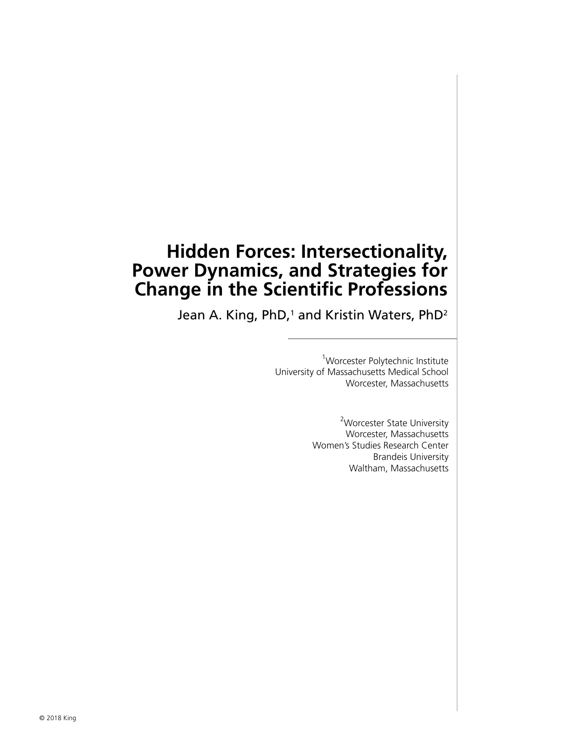# Hidden Forces: Intersectionality, Power Dynamics, and Strategies for Change in the Scientific Professions

Jean A. King, PhD,[1] and Kristin Waters, PhD[2]

[1]Worcester Polytechnic Institute
University of Massachusetts Medical School
Worcester, Massachusetts

[2]Worcester State University
Worcester, Massachusetts
Women's Studies Research Center
Brandeis University
Waltham, Massachusetts

© 2018 King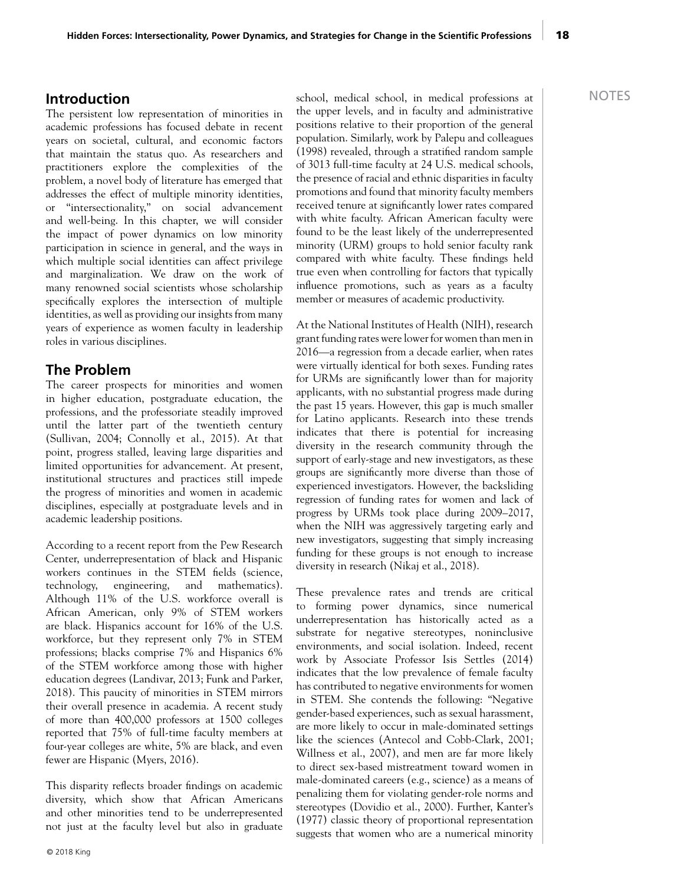## Introduction

The persistent low representation of minorities in academic professions has focused debate in recent years on societal, cultural, and economic factors that maintain the status quo. As researchers and practitioners explore the complexities of the problem, a novel body of literature has emerged that addresses the effect of multiple minority identities, or "intersectionality," on social advancement and well-being. In this chapter, we will consider the impact of power dynamics on low minority participation in science in general, and the ways in which multiple social identities can affect privilege and marginalization. We draw on the work of many renowned social scientists whose scholarship specifically explores the intersection of multiple identities, as well as providing our insights from many years of experience as women faculty in leadership roles in various disciplines.

## The Problem

The career prospects for minorities and women in higher education, postgraduate education, the professions, and the professoriate steadily improved until the latter part of the twentieth century (Sullivan, 2004; Connolly et al., 2015). At that point, progress stalled, leaving large disparities and limited opportunities for advancement. At present, institutional structures and practices still impede the progress of minorities and women in academic disciplines, especially at postgraduate levels and in academic leadership positions.

According to a recent report from the Pew Research Center, underrepresentation of black and Hispanic workers continues in the STEM fields (science, technology, engineering, and mathematics). Although 11% of the U.S. workforce overall is African American, only 9% of STEM workers are black. Hispanics account for 16% of the U.S. workforce, but they represent only 7% in STEM professions; blacks comprise 7% and Hispanics 6% of the STEM workforce among those with higher education degrees (Landivar, 2013; Funk and Parker, 2018). This paucity of minorities in STEM mirrors their overall presence in academia. A recent study of more than 400,000 professors at 1500 colleges reported that 75% of full-time faculty members at four-year colleges are white, 5% are black, and even fewer are Hispanic (Myers, 2016).

This disparity reflects broader findings on academic diversity, which show that African Americans and other minorities tend to be underrepresented not just at the faculty level but also in graduate school, medical school, in medical professions at the upper levels, and in faculty and administrative positions relative to their proportion of the general population. Similarly, work by Palepu and colleagues (1998) revealed, through a stratified random sample of 3013 full-time faculty at 24 U.S. medical schools, the presence of racial and ethnic disparities in faculty promotions and found that minority faculty members received tenure at significantly lower rates compared with white faculty. African American faculty were found to be the least likely of the underrepresented minority (URM) groups to hold senior faculty rank compared with white faculty. These findings held true even when controlling for factors that typically influence promotions, such as years as a faculty member or measures of academic productivity.

At the National Institutes of Health (NIH), research grant funding rates were lower for women than men in 2016—a regression from a decade earlier, when rates were virtually identical for both sexes. Funding rates for URMs are significantly lower than for majority applicants, with no substantial progress made during the past 15 years. However, this gap is much smaller for Latino applicants. Research into these trends indicates that there is potential for increasing diversity in the research community through the support of early-stage and new investigators, as these groups are significantly more diverse than those of experienced investigators. However, the backsliding regression of funding rates for women and lack of progress by URMs took place during 2009–2017, when the NIH was aggressively targeting early and new investigators, suggesting that simply increasing funding for these groups is not enough to increase diversity in research (Nikaj et al., 2018).

These prevalence rates and trends are critical to forming power dynamics, since numerical underrepresentation has historically acted as a substrate for negative stereotypes, noninclusive environments, and social isolation. Indeed, recent work by Associate Professor Isis Settles (2014) indicates that the low prevalence of female faculty has contributed to negative environments for women in STEM. She contends the following: "Negative gender-based experiences, such as sexual harassment, are more likely to occur in male-dominated settings like the sciences (Antecol and Cobb-Clark, 2001; Willness et al., 2007), and men are far more likely to direct sex-based mistreatment toward women in male-dominated careers (e.g., science) as a means of penalizing them for violating gender-role norms and stereotypes (Dovidio et al., 2000). Further, Kanter's (1977) classic theory of proportional representation suggests that women who are a numerical minority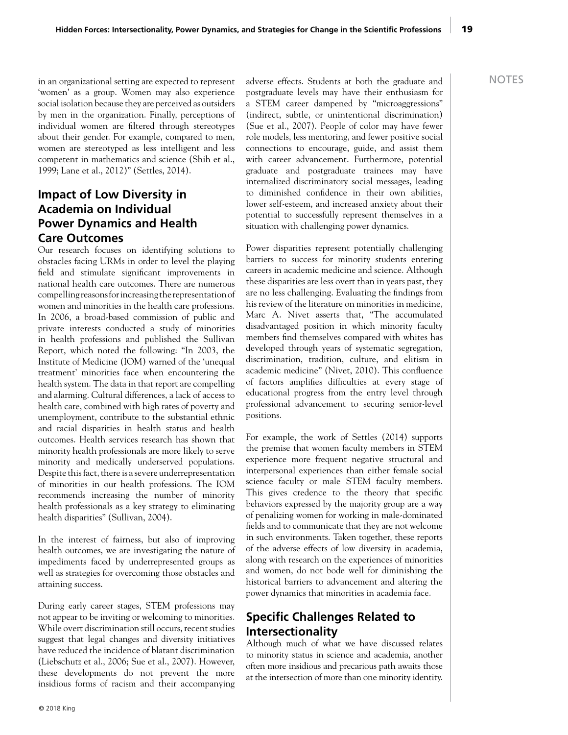in an organizational setting are expected to represent 'women' as a group. Women may also experience social isolation because they are perceived as outsiders by men in the organization. Finally, perceptions of individual women are filtered through stereotypes about their gender. For example, compared to men, women are stereotyped as less intelligent and less competent in mathematics and science (Shih et al., 1999; Lane et al., 2012)" (Settles, 2014).

## Impact of Low Diversity in Academia on Individual Power Dynamics and Health Care Outcomes

Our research focuses on identifying solutions to obstacles facing URMs in order to level the playing field and stimulate significant improvements in national health care outcomes. There are numerous compelling reasons for increasing the representation of women and minorities in the health care professions. In 2006, a broad-based commission of public and private interests conducted a study of minorities in health professions and published the Sullivan Report, which noted the following: "In 2003, the Institute of Medicine (IOM) warned of the 'unequal treatment' minorities face when encountering the health system. The data in that report are compelling and alarming. Cultural differences, a lack of access to health care, combined with high rates of poverty and unemployment, contribute to the substantial ethnic and racial disparities in health status and health outcomes. Health services research has shown that minority health professionals are more likely to serve minority and medically underserved populations. Despite this fact, there is a severe underrepresentation of minorities in our health professions. The IOM recommends increasing the number of minority health professionals as a key strategy to eliminating health disparities" (Sullivan, 2004).

In the interest of fairness, but also of improving health outcomes, we are investigating the nature of impediments faced by underrepresented groups as well as strategies for overcoming those obstacles and attaining success.

During early career stages, STEM professions may not appear to be inviting or welcoming to minorities. While overt discrimination still occurs, recent studies suggest that legal changes and diversity initiatives have reduced the incidence of blatant discrimination (Liebschutz et al., 2006; Sue et al., 2007). However, these developments do not prevent the more insidious forms of racism and their accompanying adverse effects. Students at both the graduate and postgraduate levels may have their enthusiasm for a STEM career dampened by "microaggressions" (indirect, subtle, or unintentional discrimination) (Sue et al., 2007). People of color may have fewer role models, less mentoring, and fewer positive social connections to encourage, guide, and assist them with career advancement. Furthermore, potential graduate and postgraduate trainees may have internalized discriminatory social messages, leading to diminished confidence in their own abilities, lower self-esteem, and increased anxiety about their potential to successfully represent themselves in a situation with challenging power dynamics.

Power disparities represent potentially challenging barriers to success for minority students entering careers in academic medicine and science. Although these disparities are less overt than in years past, they are no less challenging. Evaluating the findings from his review of the literature on minorities in medicine, Marc A. Nivet asserts that, "The accumulated disadvantaged position in which minority faculty members find themselves compared with whites has developed through years of systematic segregation, discrimination, tradition, culture, and elitism in academic medicine" (Nivet, 2010). This confluence of factors amplifies difficulties at every stage of educational progress from the entry level through professional advancement to securing senior-level positions.

For example, the work of Settles (2014) supports the premise that women faculty members in STEM experience more frequent negative structural and interpersonal experiences than either female social science faculty or male STEM faculty members. This gives credence to the theory that specific behaviors expressed by the majority group are a way of penalizing women for working in male-dominated fields and to communicate that they are not welcome in such environments. Taken together, these reports of the adverse effects of low diversity in academia, along with research on the experiences of minorities and women, do not bode well for diminishing the historical barriers to advancement and altering the power dynamics that minorities in academia face.

## Specific Challenges Related to Intersectionality

Although much of what we have discussed relates to minority status in science and academia, another often more insidious and precarious path awaits those at the intersection of more than one minority identity.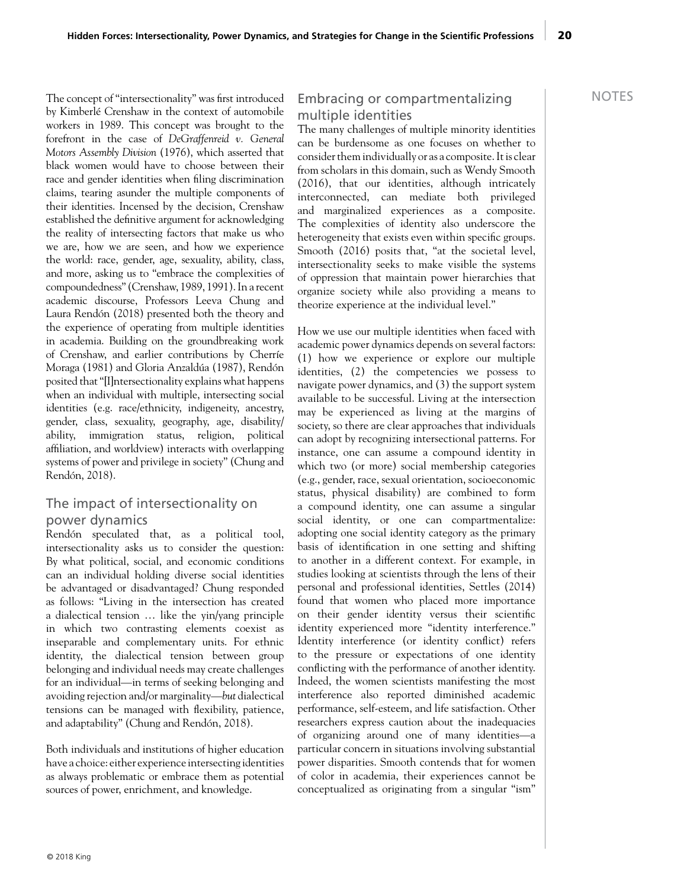The concept of "intersectionality" was first introduced by Kimberlé Crenshaw in the context of automobile workers in 1989. This concept was brought to the forefront in the case of *DeGraffenreid v. General Motors Assembly Division* (1976), which asserted that black women would have to choose between their race and gender identities when filing discrimination claims, tearing asunder the multiple components of their identities. Incensed by the decision, Crenshaw established the definitive argument for acknowledging the reality of intersecting factors that make us who we are, how we are seen, and how we experience the world: race, gender, age, sexuality, ability, class, and more, asking us to "embrace the complexities of compoundedness" (Crenshaw, 1989, 1991). In a recent academic discourse, Professors Leeva Chung and Laura Rendón (2018) presented both the theory and the experience of operating from multiple identities in academia. Building on the groundbreaking work of Crenshaw, and earlier contributions by Cherríe Moraga (1981) and Gloria Anzaldúa (1987), Rendón posited that "[I]ntersectionality explains what happens when an individual with multiple, intersecting social identities (e.g. race/ethnicity, indigeneity, ancestry, gender, class, sexuality, geography, age, disability/ability, immigration status, religion, political affiliation, and worldview) interacts with overlapping systems of power and privilege in society" (Chung and Rendón, 2018).

## The impact of intersectionality on power dynamics

Rendón speculated that, as a political tool, intersectionality asks us to consider the question: By what political, social, and economic conditions can an individual holding diverse social identities be advantaged or disadvantaged? Chung responded as follows: "Living in the intersection has created a dialectical tension … like the yin/yang principle in which two contrasting elements coexist as inseparable and complementary units. For ethnic identity, the dialectical tension between group belonging and individual needs may create challenges for an individual—in terms of seeking belonging and avoiding rejection and/or marginality—*but* dialectical tensions can be managed with flexibility, patience, and adaptability" (Chung and Rendón, 2018).

Both individuals and institutions of higher education have a choice: either experience intersecting identities as always problematic or embrace them as potential sources of power, enrichment, and knowledge.

## Embracing or compartmentalizing multiple identities

The many challenges of multiple minority identities can be burdensome as one focuses on whether to consider them individually or as a composite. It is clear from scholars in this domain, such as Wendy Smooth (2016), that our identities, although intricately interconnected, can mediate both privileged and marginalized experiences as a composite. The complexities of identity also underscore the heterogeneity that exists even within specific groups. Smooth (2016) posits that, "at the societal level, intersectionality seeks to make visible the systems of oppression that maintain power hierarchies that organize society while also providing a means to theorize experience at the individual level."

How we use our multiple identities when faced with academic power dynamics depends on several factors: (1) how we experience or explore our multiple identities, (2) the competencies we possess to navigate power dynamics, and (3) the support system available to be successful. Living at the intersection may be experienced as living at the margins of society, so there are clear approaches that individuals can adopt by recognizing intersectional patterns. For instance, one can assume a compound identity in which two (or more) social membership categories (e.g., gender, race, sexual orientation, socioeconomic status, physical disability) are combined to form a compound identity, one can assume a singular social identity, or one can compartmentalize: adopting one social identity category as the primary basis of identification in one setting and shifting to another in a different context. For example, in studies looking at scientists through the lens of their personal and professional identities, Settles (2014) found that women who placed more importance on their gender identity versus their scientific identity experienced more "identity interference." Identity interference (or identity conflict) refers to the pressure or expectations of one identity conflicting with the performance of another identity. Indeed, the women scientists manifesting the most interference also reported diminished academic performance, self-esteem, and life satisfaction. Other researchers express caution about the inadequacies of organizing around one of many identities—a particular concern in situations involving substantial power disparities. Smooth contends that for women of color in academia, their experiences cannot be conceptualized as originating from a singular "ism"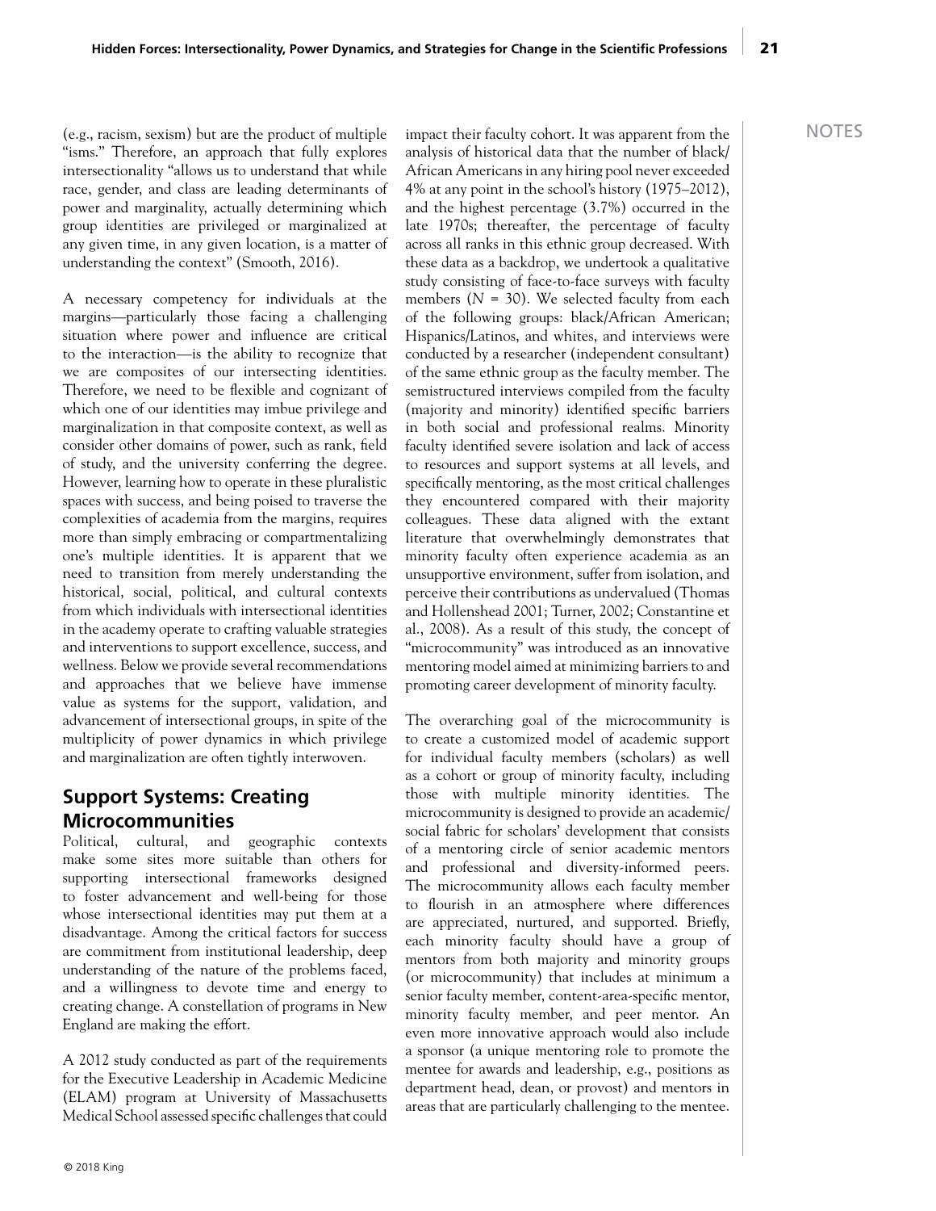(e.g., racism, sexism) but are the product of multiple "isms." Therefore, an approach that fully explores intersectionality "allows us to understand that while race, gender, and class are leading determinants of power and marginality, actually determining which group identities are privileged or marginalized at any given time, in any given location, is a matter of understanding the context" (Smooth, 2016).

A necessary competency for individuals at the margins—particularly those facing a challenging situation where power and influence are critical to the interaction—is the ability to recognize that we are composites of our intersecting identities. Therefore, we need to be flexible and cognizant of which one of our identities may imbue privilege and marginalization in that composite context, as well as consider other domains of power, such as rank, field of study, and the university conferring the degree. However, learning how to operate in these pluralistic spaces with success, and being poised to traverse the complexities of academia from the margins, requires more than simply embracing or compartmentalizing one's multiple identities. It is apparent that we need to transition from merely understanding the historical, social, political, and cultural contexts from which individuals with intersectional identities in the academy operate to crafting valuable strategies and interventions to support excellence, success, and wellness. Below we provide several recommendations and approaches that we believe have immense value as systems for the support, validation, and advancement of intersectional groups, in spite of the multiplicity of power dynamics in which privilege and marginalization are often tightly interwoven.

## Support Systems: Creating Microcommunities

Political, cultural, and geographic contexts make some sites more suitable than others for supporting intersectional frameworks designed to foster advancement and well-being for those whose intersectional identities may put them at a disadvantage. Among the critical factors for success are commitment from institutional leadership, deep understanding of the nature of the problems faced, and a willingness to devote time and energy to creating change. A constellation of programs in New England are making the effort.

A 2012 study conducted as part of the requirements for the Executive Leadership in Academic Medicine (ELAM) program at University of Massachusetts Medical School assessed specific challenges that could impact their faculty cohort. It was apparent from the analysis of historical data that the number of black/African Americans in any hiring pool never exceeded 4% at any point in the school's history (1975–2012), and the highest percentage (3.7%) occurred in the late 1970s; thereafter, the percentage of faculty across all ranks in this ethnic group decreased. With these data as a backdrop, we undertook a qualitative study consisting of face-to-face surveys with faculty members ($N$ = 30). We selected faculty from each of the following groups: black/African American; Hispanics/Latinos, and whites, and interviews were conducted by a researcher (independent consultant) of the same ethnic group as the faculty member. The semistructured interviews compiled from the faculty (majority and minority) identified specific barriers in both social and professional realms. Minority faculty identified severe isolation and lack of access to resources and support systems at all levels, and specifically mentoring, as the most critical challenges they encountered compared with their majority colleagues. These data aligned with the extant literature that overwhelmingly demonstrates that minority faculty often experience academia as an unsupportive environment, suffer from isolation, and perceive their contributions as undervalued (Thomas and Hollenshead 2001; Turner, 2002; Constantine et al., 2008). As a result of this study, the concept of "microcommunity" was introduced as an innovative mentoring model aimed at minimizing barriers to and promoting career development of minority faculty.

The overarching goal of the microcommunity is to create a customized model of academic support for individual faculty members (scholars) as well as a cohort or group of minority faculty, including those with multiple minority identities. The microcommunity is designed to provide an academic/social fabric for scholars' development that consists of a mentoring circle of senior academic mentors and professional and diversity-informed peers. The microcommunity allows each faculty member to flourish in an atmosphere where differences are appreciated, nurtured, and supported. Briefly, each minority faculty should have a group of mentors from both majority and minority groups (or microcommunity) that includes at minimum a senior faculty member, content-area-specific mentor, minority faculty member, and peer mentor. An even more innovative approach would also include a sponsor (a unique mentoring role to promote the mentee for awards and leadership, e.g., positions as department head, dean, or provost) and mentors in areas that are particularly challenging to the mentee.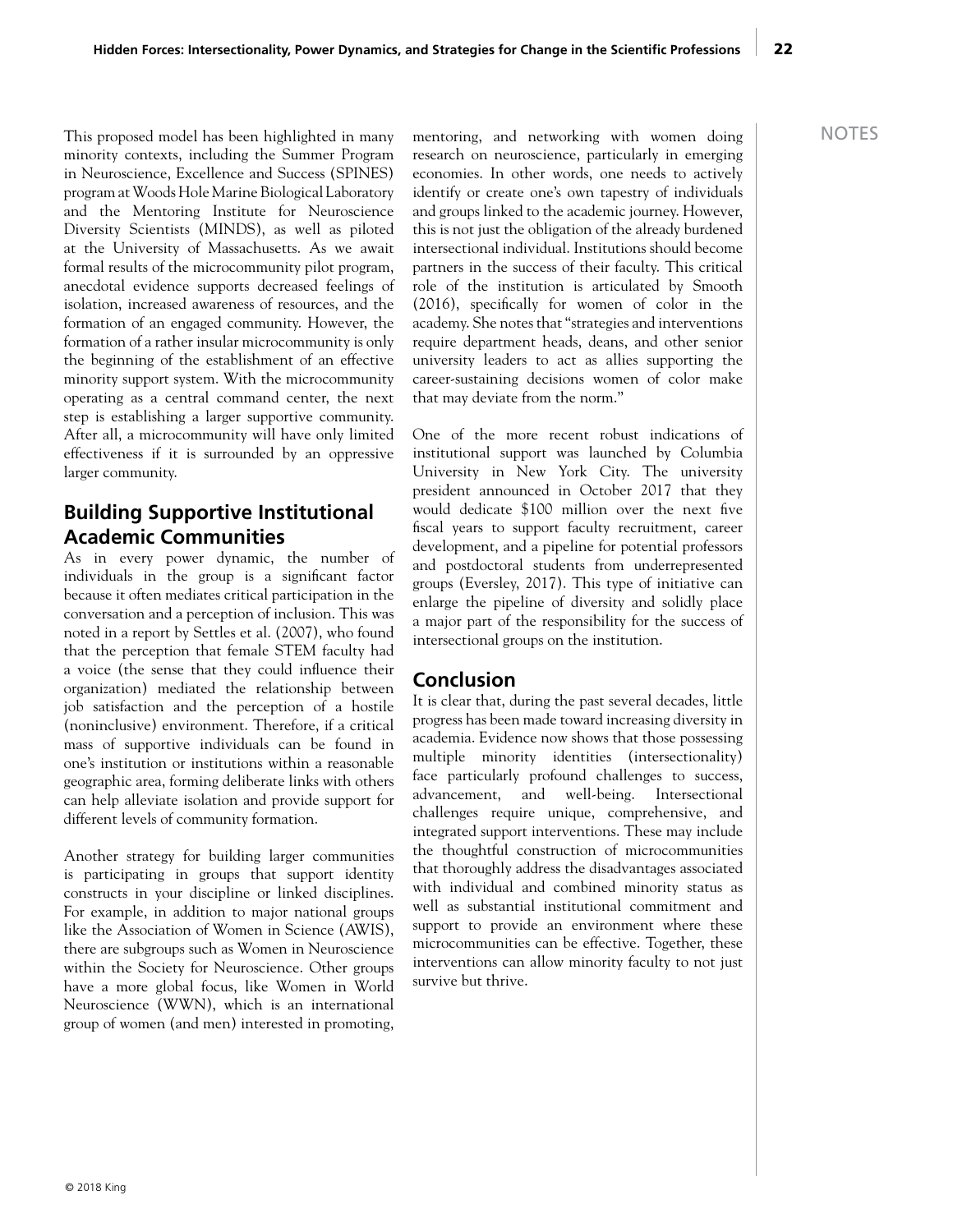This proposed model has been highlighted in many minority contexts, including the Summer Program in Neuroscience, Excellence and Success (SPINES) program at Woods Hole Marine Biological Laboratory and the Mentoring Institute for Neuroscience Diversity Scientists (MINDS), as well as piloted at the University of Massachusetts. As we await formal results of the microcommunity pilot program, anecdotal evidence supports decreased feelings of isolation, increased awareness of resources, and the formation of an engaged community. However, the formation of a rather insular microcommunity is only the beginning of the establishment of an effective minority support system. With the microcommunity operating as a central command center, the next step is establishing a larger supportive community. After all, a microcommunity will have only limited effectiveness if it is surrounded by an oppressive larger community.

## Building Supportive Institutional Academic Communities

As in every power dynamic, the number of individuals in the group is a significant factor because it often mediates critical participation in the conversation and a perception of inclusion. This was noted in a report by Settles et al. (2007), who found that the perception that female STEM faculty had a voice (the sense that they could influence their organization) mediated the relationship between job satisfaction and the perception of a hostile (noninclusive) environment. Therefore, if a critical mass of supportive individuals can be found in one's institution or institutions within a reasonable geographic area, forming deliberate links with others can help alleviate isolation and provide support for different levels of community formation.

Another strategy for building larger communities is participating in groups that support identity constructs in your discipline or linked disciplines. For example, in addition to major national groups like the Association of Women in Science (AWIS), there are subgroups such as Women in Neuroscience within the Society for Neuroscience. Other groups have a more global focus, like Women in World Neuroscience (WWN), which is an international group of women (and men) interested in promoting, mentoring, and networking with women doing research on neuroscience, particularly in emerging economies. In other words, one needs to actively identify or create one's own tapestry of individuals and groups linked to the academic journey. However, this is not just the obligation of the already burdened intersectional individual. Institutions should become partners in the success of their faculty. This critical role of the institution is articulated by Smooth (2016), specifically for women of color in the academy. She notes that "strategies and interventions require department heads, deans, and other senior university leaders to act as allies supporting the career-sustaining decisions women of color make that may deviate from the norm."

One of the more recent robust indications of institutional support was launched by Columbia University in New York City. The university president announced in October 2017 that they would dedicate $100 million over the next five fiscal years to support faculty recruitment, career development, and a pipeline for potential professors and postdoctoral students from underrepresented groups (Eversley, 2017). This type of initiative can enlarge the pipeline of diversity and solidly place a major part of the responsibility for the success of intersectional groups on the institution.

## Conclusion

It is clear that, during the past several decades, little progress has been made toward increasing diversity in academia. Evidence now shows that those possessing multiple minority identities (intersectionality) face particularly profound challenges to success, advancement, and well-being. Intersectional challenges require unique, comprehensive, and integrated support interventions. These may include the thoughtful construction of microcommunities that thoroughly address the disadvantages associated with individual and combined minority status as well as substantial institutional commitment and support to provide an environment where these microcommunities can be effective. Together, these interventions can allow minority faculty to not just survive but thrive.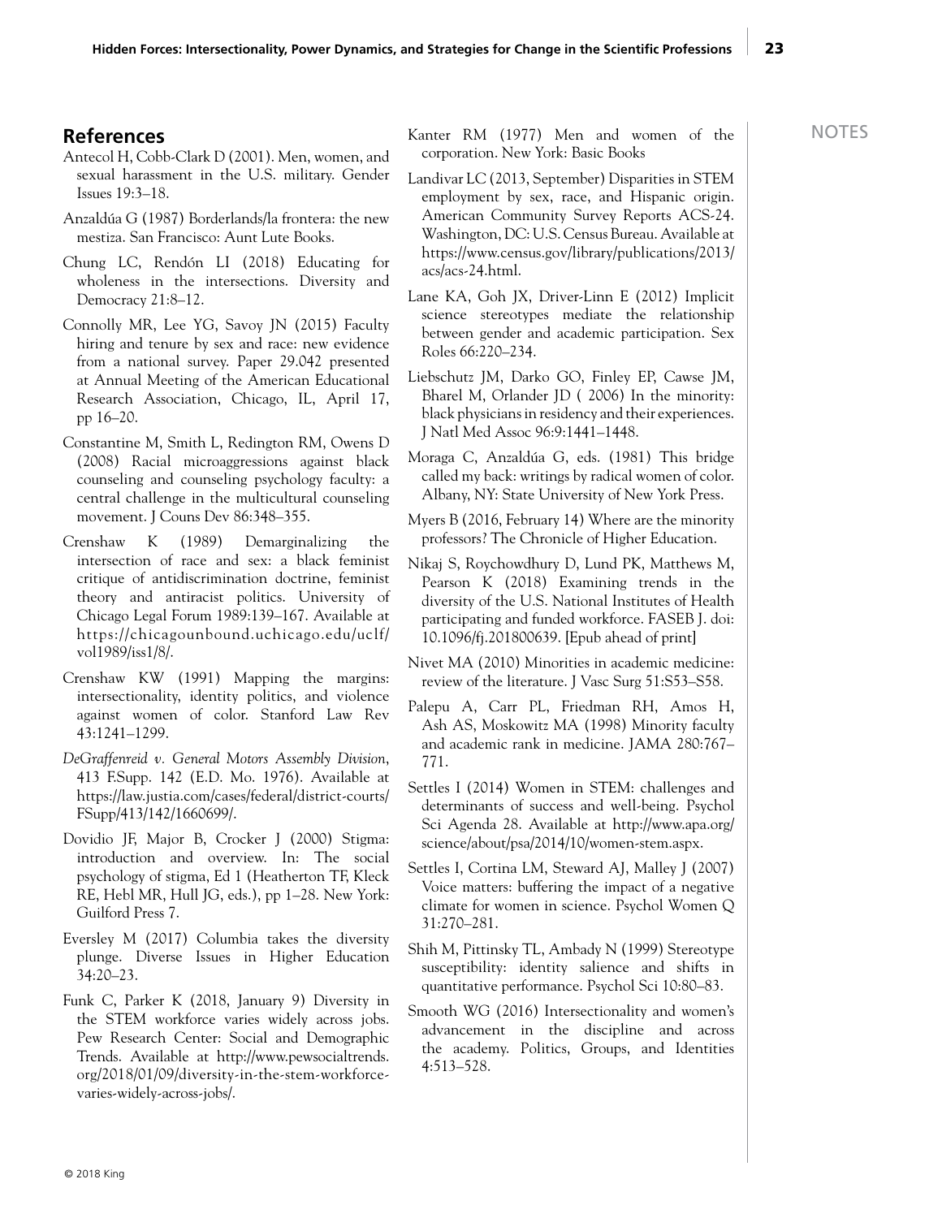## References

Antecol H, Cobb-Clark D (2001). Men, women, and sexual harassment in the U.S. military. Gender Issues 19:3–18.

Anzaldúa G (1987) Borderlands/la frontera: the new mestiza. San Francisco: Aunt Lute Books.

Chung LC, Rendón LI (2018) Educating for wholeness in the intersections. Diversity and Democracy 21:8–12.

Connolly MR, Lee YG, Savoy JN (2015) Faculty hiring and tenure by sex and race: new evidence from a national survey. Paper 29.042 presented at Annual Meeting of the American Educational Research Association, Chicago, IL, April 17, pp 16–20.

Constantine M, Smith L, Redington RM, Owens D (2008) Racial microaggressions against black counseling and counseling psychology faculty: a central challenge in the multicultural counseling movement. J Couns Dev 86:348–355.

Crenshaw K (1989) Demarginalizing the intersection of race and sex: a black feminist critique of antidiscrimination doctrine, feminist theory and antiracist politics. University of Chicago Legal Forum 1989:139–167. Available at https://chicagounbound.uchicago.edu/uclf/vol1989/iss1/8/.

Crenshaw KW (1991) Mapping the margins: intersectionality, identity politics, and violence against women of color. Stanford Law Rev 43:1241–1299.

*DeGraffenreid v. General Motors Assembly Division*, 413 F.Supp. 142 (E.D. Mo. 1976). Available at https://law.justia.com/cases/federal/district-courts/FSupp/413/142/1660699/.

Dovidio JF, Major B, Crocker J (2000) Stigma: introduction and overview. In: The social psychology of stigma, Ed 1 (Heatherton TF, Kleck RE, Hebl MR, Hull JG, eds.), pp 1–28. New York: Guilford Press 7.

Eversley M (2017) Columbia takes the diversity plunge. Diverse Issues in Higher Education 34:20–23.

Funk C, Parker K (2018, January 9) Diversity in the STEM workforce varies widely across jobs. Pew Research Center: Social and Demographic Trends. Available at http://www.pewsocialtrends.org/2018/01/09/diversity-in-the-stem-workforce-varies-widely-across-jobs/.

Kanter RM (1977) Men and women of the corporation. New York: Basic Books

Landivar LC (2013, September) Disparities in STEM employment by sex, race, and Hispanic origin. American Community Survey Reports ACS-24. Washington, DC: U.S. Census Bureau. Available at https://www.census.gov/library/publications/2013/acs/acs-24.html.

Lane KA, Goh JX, Driver-Linn E (2012) Implicit science stereotypes mediate the relationship between gender and academic participation. Sex Roles 66:220–234.

Liebschutz JM, Darko GO, Finley EP, Cawse JM, Bharel M, Orlander JD ( 2006) In the minority: black physicians in residency and their experiences. J Natl Med Assoc 96:9:1441–1448.

Moraga C, Anzaldúa G, eds. (1981) This bridge called my back: writings by radical women of color. Albany, NY: State University of New York Press.

Myers B (2016, February 14) Where are the minority professors? The Chronicle of Higher Education.

Nikaj S, Roychowdhury D, Lund PK, Matthews M, Pearson K (2018) Examining trends in the diversity of the U.S. National Institutes of Health participating and funded workforce. FASEB J. doi: 10.1096/fj.201800639. [Epub ahead of print]

Nivet MA (2010) Minorities in academic medicine: review of the literature. J Vasc Surg 51:S53–S58.

Palepu A, Carr PL, Friedman RH, Amos H, Ash AS, Moskowitz MA (1998) Minority faculty and academic rank in medicine. JAMA 280:767–771.

Settles I (2014) Women in STEM: challenges and determinants of success and well-being. Psychol Sci Agenda 28. Available at http://www.apa.org/science/about/psa/2014/10/women-stem.aspx.

Settles I, Cortina LM, Steward AJ, Malley J (2007) Voice matters: buffering the impact of a negative climate for women in science. Psychol Women Q 31:270–281.

Shih M, Pittinsky TL, Ambady N (1999) Stereotype susceptibility: identity salience and shifts in quantitative performance. Psychol Sci 10:80–83.

Smooth WG (2016) Intersectionality and women's advancement in the discipline and across the academy. Politics, Groups, and Identities 4:513–528.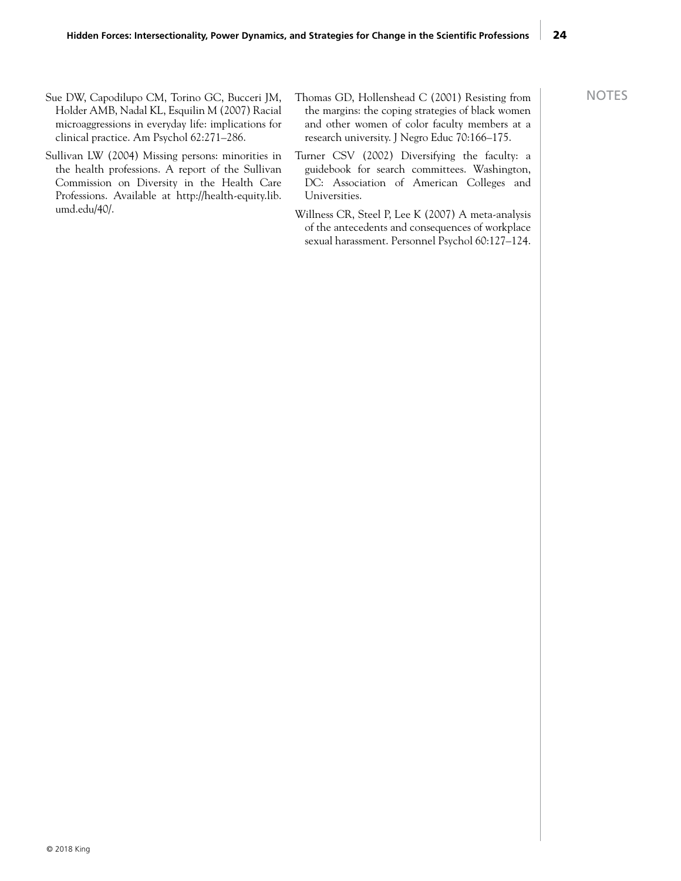Sue DW, Capodilupo CM, Torino GC, Bucceri JM, Holder AMB, Nadal KL, Esquilin M (2007) Racial microaggressions in everyday life: implications for clinical practice. Am Psychol 62:271–286.

Sullivan LW (2004) Missing persons: minorities in the health professions. A report of the Sullivan Commission on Diversity in the Health Care Professions. Available at http://health-equity.lib.umd.edu/40/.

Thomas GD, Hollenshead C (2001) Resisting from the margins: the coping strategies of black women and other women of color faculty members at a research university. J Negro Educ 70:166–175.

Turner CSV (2002) Diversifying the faculty: a guidebook for search committees. Washington, DC: Association of American Colleges and Universities.

Willness CR, Steel P, Lee K (2007) A meta-analysis of the antecedents and consequences of workplace sexual harassment. Personnel Psychol 60:127–124.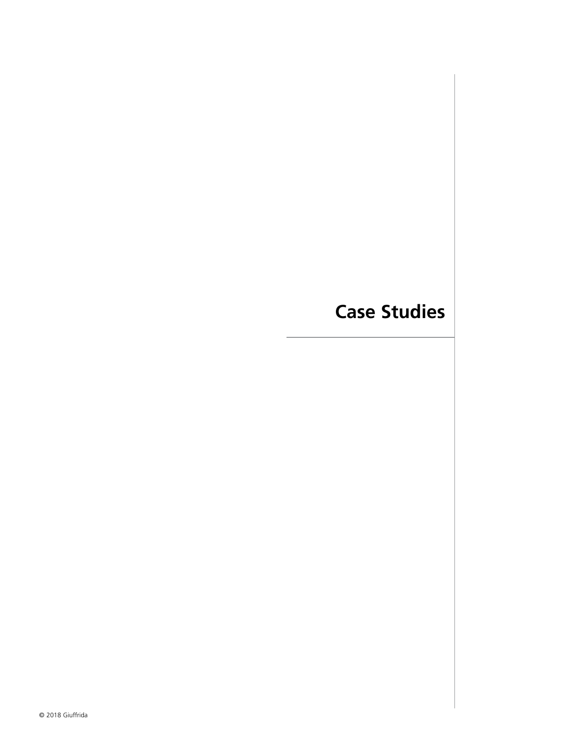# Case Studies

© 2018 Giuffrida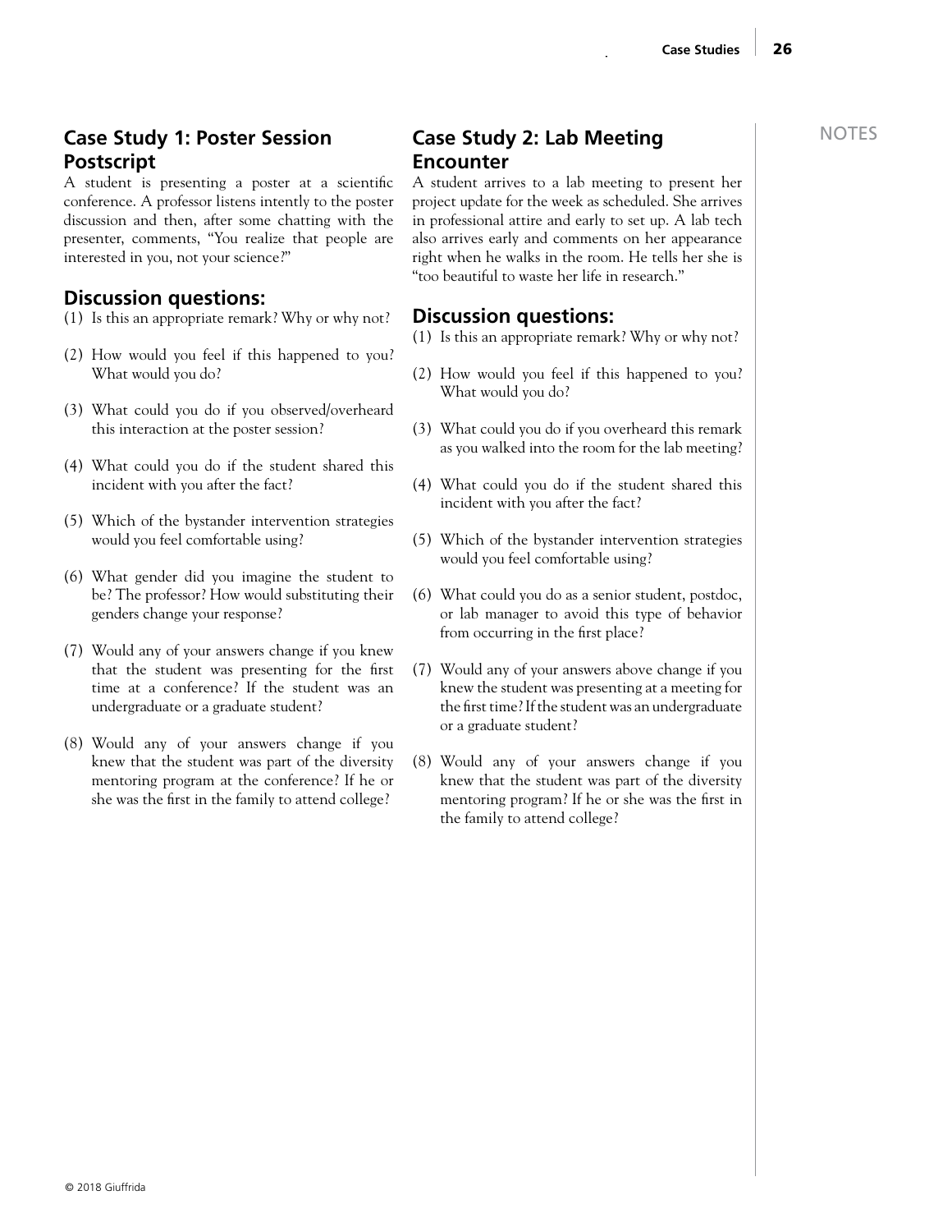## Case Study 1: Poster Session Postscript

A student is presenting a poster at a scientific conference. A professor listens intently to the poster discussion and then, after some chatting with the presenter, comments, "You realize that people are interested in you, not your science?"

### Discussion questions:

(1) Is this an appropriate remark? Why or why not?

(2) How would you feel if this happened to you? What would you do?

(3) What could you do if you observed/overheard this interaction at the poster session?

(4) What could you do if the student shared this incident with you after the fact?

(5) Which of the bystander intervention strategies would you feel comfortable using?

(6) What gender did you imagine the student to be? The professor? How would substituting their genders change your response?

(7) Would any of your answers change if you knew that the student was presenting for the first time at a conference? If the student was an undergraduate or a graduate student?

(8) Would any of your answers change if you knew that the student was part of the diversity mentoring program at the conference? If he or she was the first in the family to attend college?

## Case Study 2: Lab Meeting Encounter

A student arrives to a lab meeting to present her project update for the week as scheduled. She arrives in professional attire and early to set up. A lab tech also arrives early and comments on her appearance right when he walks in the room. He tells her she is "too beautiful to waste her life in research."

### Discussion questions:

(1) Is this an appropriate remark? Why or why not?

(2) How would you feel if this happened to you? What would you do?

(3) What could you do if you overheard this remark as you walked into the room for the lab meeting?

(4) What could you do if the student shared this incident with you after the fact?

(5) Which of the bystander intervention strategies would you feel comfortable using?

(6) What could you do as a senior student, postdoc, or lab manager to avoid this type of behavior from occurring in the first place?

(7) Would any of your answers above change if you knew the student was presenting at a meeting for the first time? If the student was an undergraduate or a graduate student?

(8) Would any of your answers change if you knew that the student was part of the diversity mentoring program? If he or she was the first in the family to attend college?

NOTES

© 2018 Giuffrida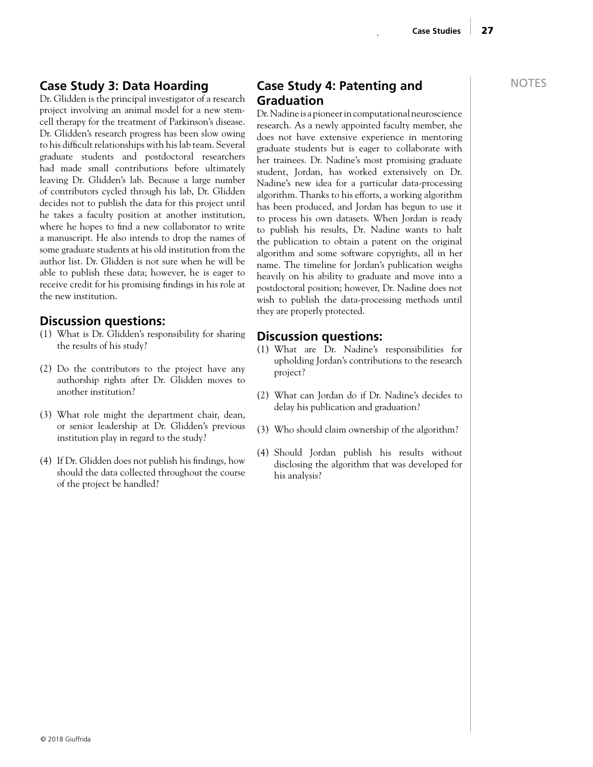## Case Study 3: Data Hoarding

Dr. Glidden is the principal investigator of a research project involving an animal model for a new stem-cell therapy for the treatment of Parkinson's disease. Dr. Glidden's research progress has been slow owing to his difficult relationships with his lab team. Several graduate students and postdoctoral researchers had made small contributions before ultimately leaving Dr. Glidden's lab. Because a large number of contributors cycled through his lab, Dr. Glidden decides not to publish the data for this project until he takes a faculty position at another institution, where he hopes to find a new collaborator to write a manuscript. He also intends to drop the names of some graduate students at his old institution from the author list. Dr. Glidden is not sure when he will be able to publish these data; however, he is eager to receive credit for his promising findings in his role at the new institution.

### Discussion questions:

(1) What is Dr. Glidden's responsibility for sharing the results of his study?

(2) Do the contributors to the project have any authorship rights after Dr. Glidden moves to another institution?

(3) What role might the department chair, dean, or senior leadership at Dr. Glidden's previous institution play in regard to the study?

(4) If Dr. Glidden does not publish his findings, how should the data collected throughout the course of the project be handled?

## Case Study 4: Patenting and Graduation

Dr. Nadine is a pioneer in computational neuroscience research. As a newly appointed faculty member, she does not have extensive experience in mentoring graduate students but is eager to collaborate with her trainees. Dr. Nadine's most promising graduate student, Jordan, has worked extensively on Dr. Nadine's new idea for a particular data-processing algorithm. Thanks to his efforts, a working algorithm has been produced, and Jordan has begun to use it to process his own datasets. When Jordan is ready to publish his results, Dr. Nadine wants to halt the publication to obtain a patent on the original algorithm and some software copyrights, all in her name. The timeline for Jordan's publication weighs heavily on his ability to graduate and move into a postdoctoral position; however, Dr. Nadine does not wish to publish the data-processing methods until they are properly protected.

### Discussion questions:

(1) What are Dr. Nadine's responsibilities for upholding Jordan's contributions to the research project?

(2) What can Jordan do if Dr. Nadine's decides to delay his publication and graduation?

(3) Who should claim ownership of the algorithm?

(4) Should Jordan publish his results without disclosing the algorithm that was developed for his analysis?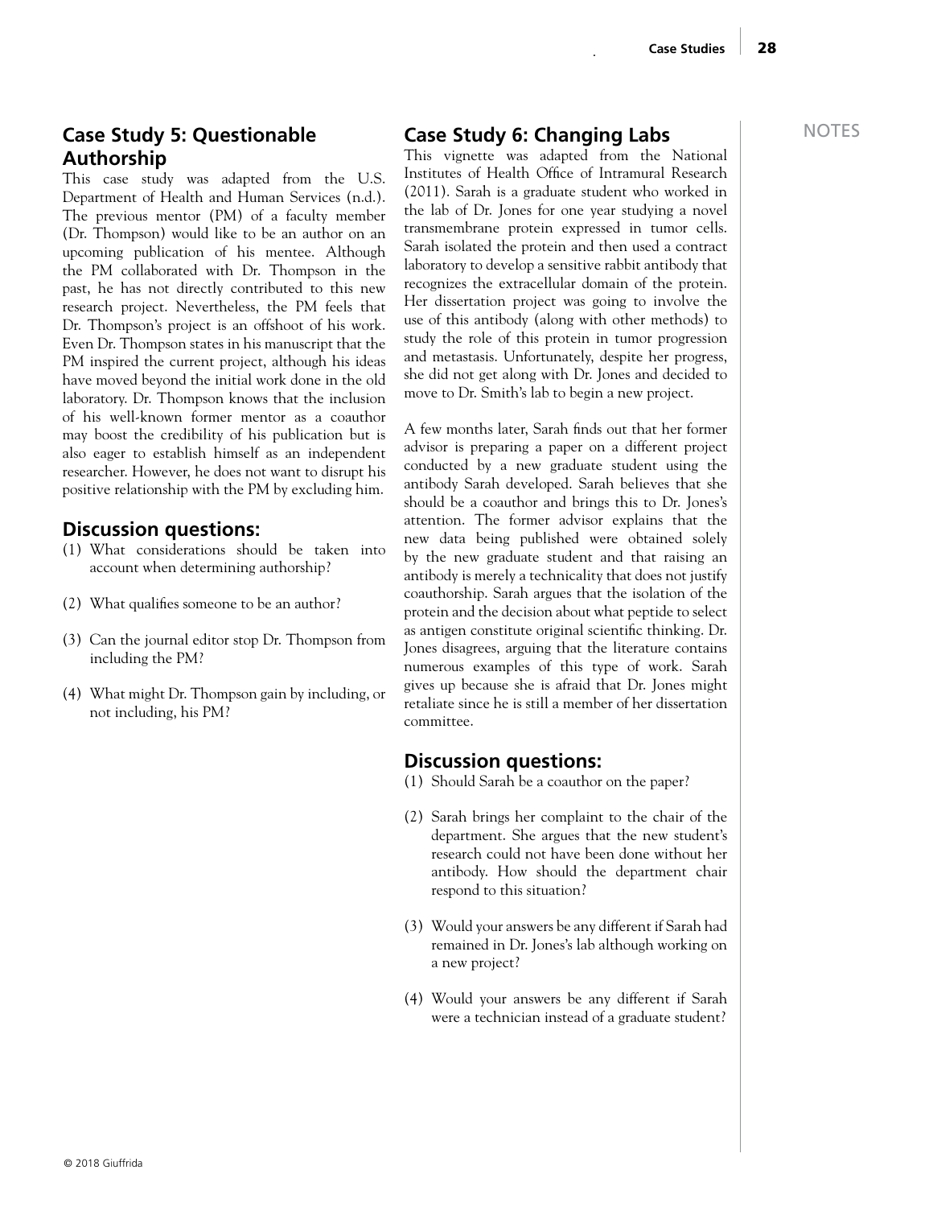## Case Study 5: Questionable Authorship

This case study was adapted from the U.S. Department of Health and Human Services (n.d.). The previous mentor (PM) of a faculty member (Dr. Thompson) would like to be an author on an upcoming publication of his mentee. Although the PM collaborated with Dr. Thompson in the past, he has not directly contributed to this new research project. Nevertheless, the PM feels that Dr. Thompson's project is an offshoot of his work. Even Dr. Thompson states in his manuscript that the PM inspired the current project, although his ideas have moved beyond the initial work done in the old laboratory. Dr. Thompson knows that the inclusion of his well-known former mentor as a coauthor may boost the credibility of his publication but is also eager to establish himself as an independent researcher. However, he does not want to disrupt his positive relationship with the PM by excluding him.

### Discussion questions:

(1) What considerations should be taken into account when determining authorship?

(2) What qualifies someone to be an author?

(3) Can the journal editor stop Dr. Thompson from including the PM?

(4) What might Dr. Thompson gain by including, or not including, his PM?

## Case Study 6: Changing Labs

This vignette was adapted from the National Institutes of Health Office of Intramural Research (2011). Sarah is a graduate student who worked in the lab of Dr. Jones for one year studying a novel transmembrane protein expressed in tumor cells. Sarah isolated the protein and then used a contract laboratory to develop a sensitive rabbit antibody that recognizes the extracellular domain of the protein. Her dissertation project was going to involve the use of this antibody (along with other methods) to study the role of this protein in tumor progression and metastasis. Unfortunately, despite her progress, she did not get along with Dr. Jones and decided to move to Dr. Smith's lab to begin a new project.

A few months later, Sarah finds out that her former advisor is preparing a paper on a different project conducted by a new graduate student using the antibody Sarah developed. Sarah believes that she should be a coauthor and brings this to Dr. Jones's attention. The former advisor explains that the new data being published were obtained solely by the new graduate student and that raising an antibody is merely a technicality that does not justify coauthorship. Sarah argues that the isolation of the protein and the decision about what peptide to select as antigen constitute original scientific thinking. Dr. Jones disagrees, arguing that the literature contains numerous examples of this type of work. Sarah gives up because she is afraid that Dr. Jones might retaliate since he is still a member of her dissertation committee.

### Discussion questions:

(1) Should Sarah be a coauthor on the paper?

(2) Sarah brings her complaint to the chair of the department. She argues that the new student's research could not have been done without her antibody. How should the department chair respond to this situation?

(3) Would your answers be any different if Sarah had remained in Dr. Jones's lab although working on a new project?

(4) Would your answers be any different if Sarah were a technician instead of a graduate student?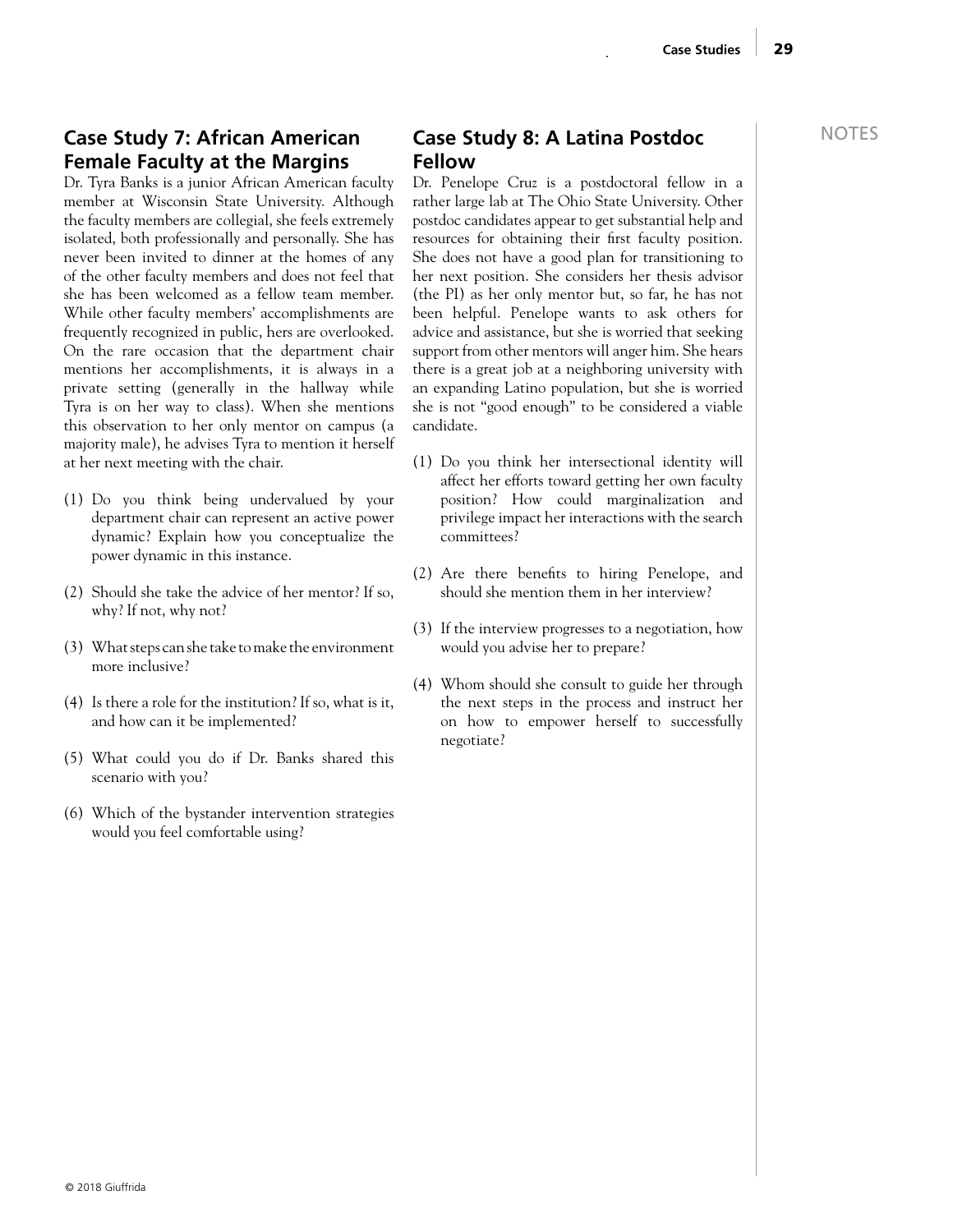## Case Study 7: African American Female Faculty at the Margins

Dr. Tyra Banks is a junior African American faculty member at Wisconsin State University. Although the faculty members are collegial, she feels extremely isolated, both professionally and personally. She has never been invited to dinner at the homes of any of the other faculty members and does not feel that she has been welcomed as a fellow team member. While other faculty members' accomplishments are frequently recognized in public, hers are overlooked. On the rare occasion that the department chair mentions her accomplishments, it is always in a private setting (generally in the hallway while Tyra is on her way to class). When she mentions this observation to her only mentor on campus (a majority male), he advises Tyra to mention it herself at her next meeting with the chair.

(1) Do you think being undervalued by your department chair can represent an active power dynamic? Explain how you conceptualize the power dynamic in this instance.

(2) Should she take the advice of her mentor? If so, why? If not, why not?

(3) What steps can she take to make the environment more inclusive?

(4) Is there a role for the institution? If so, what is it, and how can it be implemented?

(5) What could you do if Dr. Banks shared this scenario with you?

(6) Which of the bystander intervention strategies would you feel comfortable using?

## Case Study 8: A Latina Postdoc Fellow

Dr. Penelope Cruz is a postdoctoral fellow in a rather large lab at The Ohio State University. Other postdoc candidates appear to get substantial help and resources for obtaining their first faculty position. She does not have a good plan for transitioning to her next position. She considers her thesis advisor (the PI) as her only mentor but, so far, he has not been helpful. Penelope wants to ask others for advice and assistance, but she is worried that seeking support from other mentors will anger him. She hears there is a great job at a neighboring university with an expanding Latino population, but she is worried she is not "good enough" to be considered a viable candidate.

(1) Do you think her intersectional identity will affect her efforts toward getting her own faculty position? How could marginalization and privilege impact her interactions with the search committees?

(2) Are there benefits to hiring Penelope, and should she mention them in her interview?

(3) If the interview progresses to a negotiation, how would you advise her to prepare?

(4) Whom should she consult to guide her through the next steps in the process and instruct her on how to empower herself to successfully negotiate?

NOTES

© 2018 Giuffrida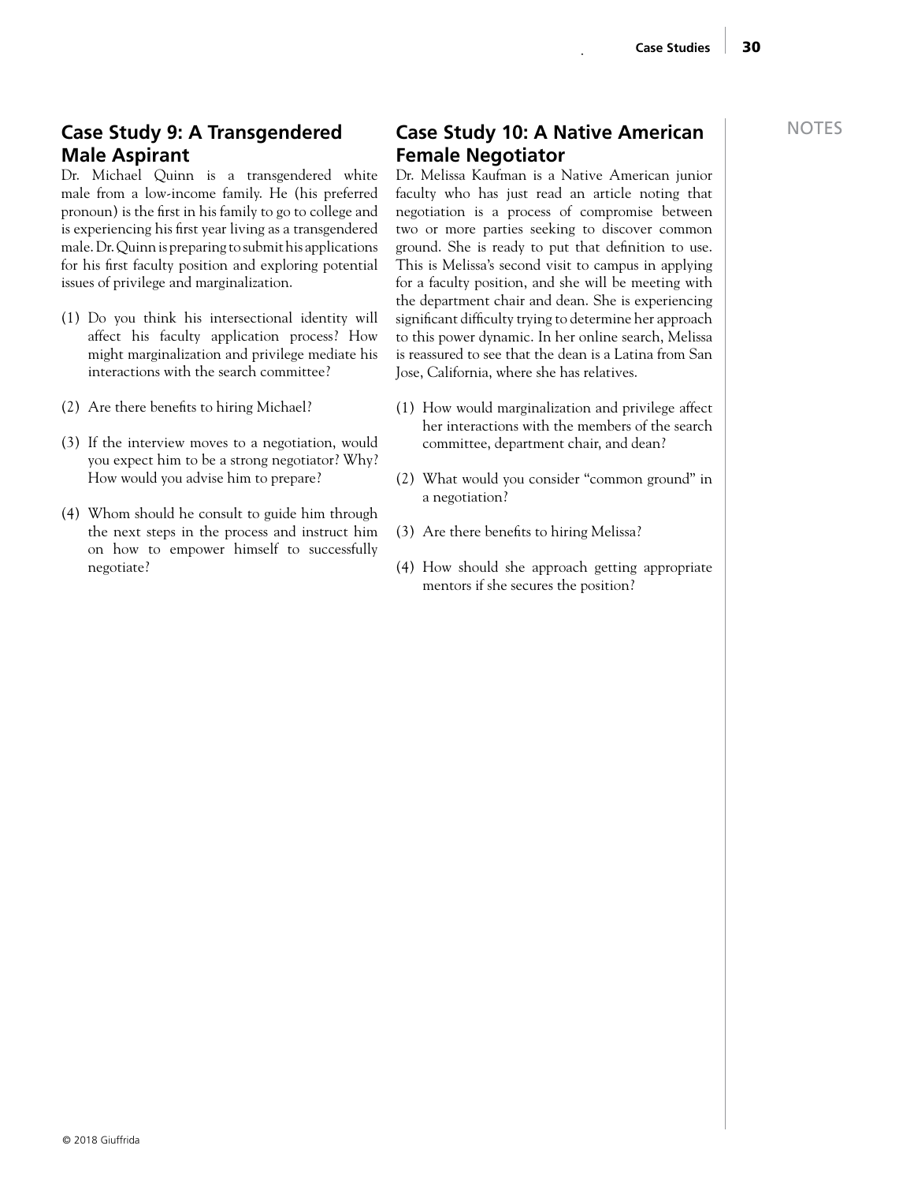## Case Study 9: A Transgendered Male Aspirant

Dr. Michael Quinn is a transgendered white male from a low-income family. He (his preferred pronoun) is the first in his family to go to college and is experiencing his first year living as a transgendered male. Dr. Quinn is preparing to submit his applications for his first faculty position and exploring potential issues of privilege and marginalization.

(1) Do you think his intersectional identity will affect his faculty application process? How might marginalization and privilege mediate his interactions with the search committee?

(2) Are there benefits to hiring Michael?

(3) If the interview moves to a negotiation, would you expect him to be a strong negotiator? Why? How would you advise him to prepare?

(4) Whom should he consult to guide him through the next steps in the process and instruct him on how to empower himself to successfully negotiate?

## Case Study 10: A Native American Female Negotiator

Dr. Melissa Kaufman is a Native American junior faculty who has just read an article noting that negotiation is a process of compromise between two or more parties seeking to discover common ground. She is ready to put that definition to use. This is Melissa's second visit to campus in applying for a faculty position, and she will be meeting with the department chair and dean. She is experiencing significant difficulty trying to determine her approach to this power dynamic. In her online search, Melissa is reassured to see that the dean is a Latina from San Jose, California, where she has relatives.

(1) How would marginalization and privilege affect her interactions with the members of the search committee, department chair, and dean?

(2) What would you consider "common ground" in a negotiation?

(3) Are there benefits to hiring Melissa?

(4) How should she approach getting appropriate mentors if she secures the position?

NOTES

© 2018 Giuffrida